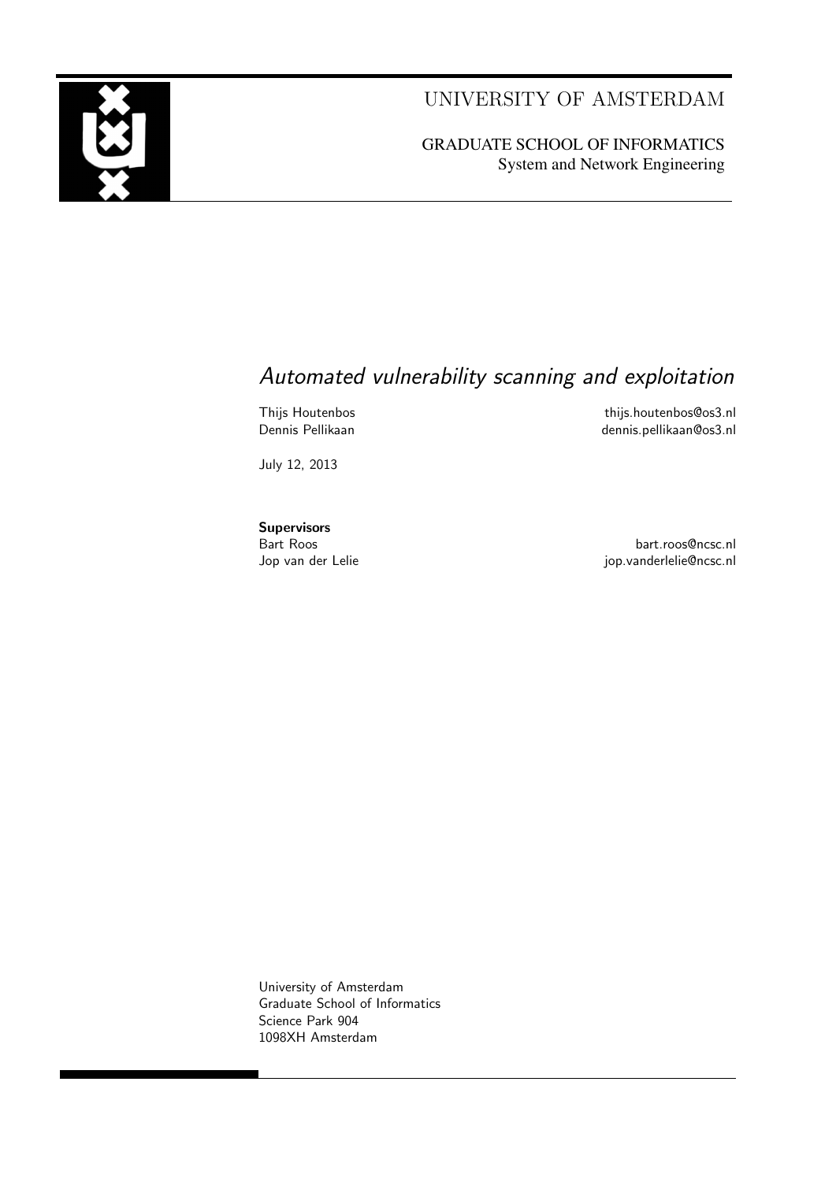UNIVERSITY OF AMSTERDAM

GRADUATE SCHOOL OF INFORMATICS
System and Network Engineering

# *Automated vulnerability scanning and exploitation*

Thijs Houtenbos — thijs.houtenbos@os3.nl
Dennis Pellikaan — dennis.pellikaan@os3.nl

July 12, 2013

**Supervisors**
Bart Roos — bart.roos@ncsc.nl
Jop van der Lelie — jop.vanderlelie@ncsc.nl

University of Amsterdam
Graduate School of Informatics
Science Park 904
1098XH Amsterdam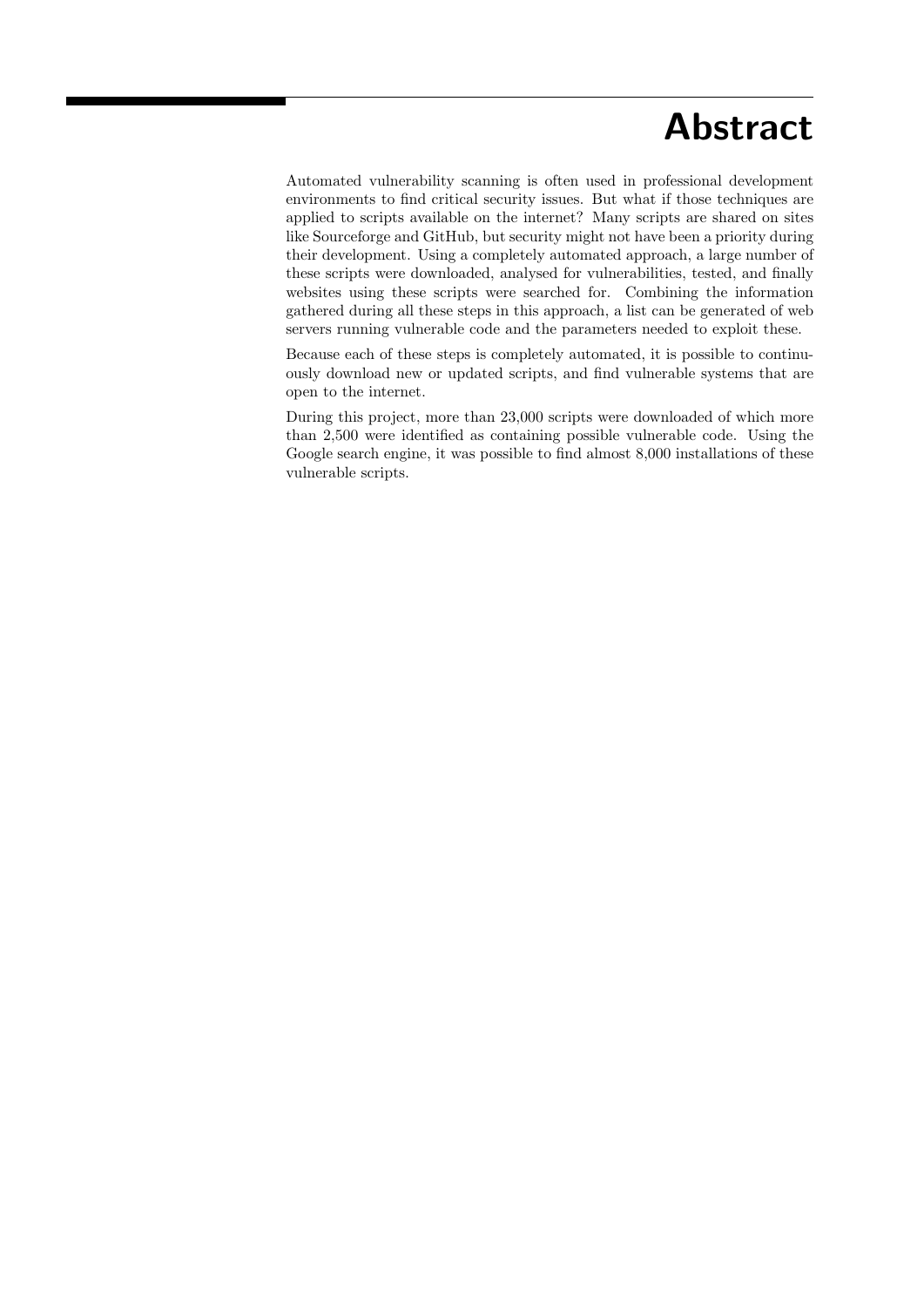# Abstract

Automated vulnerability scanning is often used in professional development environments to find critical security issues. But what if those techniques are applied to scripts available on the internet? Many scripts are shared on sites like Sourceforge and GitHub, but security might not have been a priority during their development. Using a completely automated approach, a large number of these scripts were downloaded, analysed for vulnerabilities, tested, and finally websites using these scripts were searched for. Combining the information gathered during all these steps in this approach, a list can be generated of web servers running vulnerable code and the parameters needed to exploit these.

Because each of these steps is completely automated, it is possible to continuously download new or updated scripts, and find vulnerable systems that are open to the internet.

During this project, more than 23,000 scripts were downloaded of which more than 2,500 were identified as containing possible vulnerable code. Using the Google search engine, it was possible to find almost 8,000 installations of these vulnerable scripts.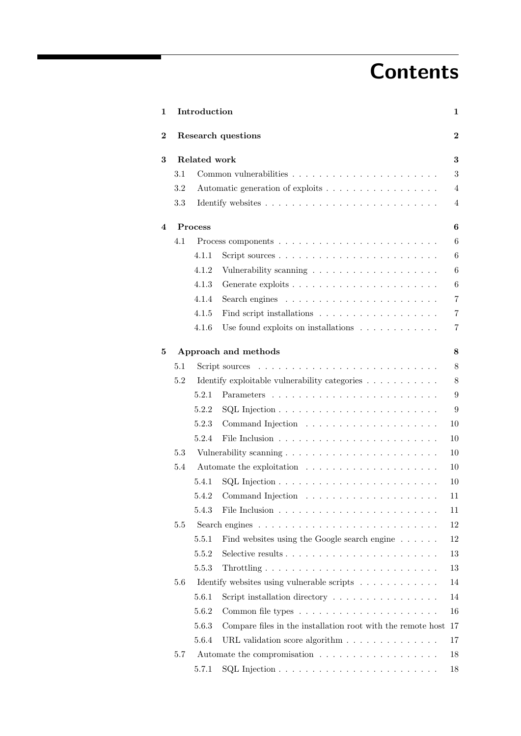# Contents

| | | |
|---|---|---|
| **1** | **Introduction** | **1** |
| **2** | **Research questions** | **2** |
| **3** | **Related work** | **3** |
| 3.1 | Common vulnerabilities | 3 |
| 3.2 | Automatic generation of exploits | 4 |
| 3.3 | Identify websites | 4 |
| **4** | **Process** | **6** |
| 4.1 | Process components | 6 |
| 4.1.1 | Script sources | 6 |
| 4.1.2 | Vulnerability scanning | 6 |
| 4.1.3 | Generate exploits | 6 |
| 4.1.4 | Search engines | 7 |
| 4.1.5 | Find script installations | 7 |
| 4.1.6 | Use found exploits on installations | 7 |
| **5** | **Approach and methods** | **8** |
| 5.1 | Script sources | 8 |
| 5.2 | Identify exploitable vulnerability categories | 8 |
| 5.2.1 | Parameters | 9 |
| 5.2.2 | SQL Injection | 9 |
| 5.2.3 | Command Injection | 10 |
| 5.2.4 | File Inclusion | 10 |
| 5.3 | Vulnerability scanning | 10 |
| 5.4 | Automate the exploitation | 10 |
| 5.4.1 | SQL Injection | 10 |
| 5.4.2 | Command Injection | 11 |
| 5.4.3 | File Inclusion | 11 |
| 5.5 | Search engines | 12 |
| 5.5.1 | Find websites using the Google search engine | 12 |
| 5.5.2 | Selective results | 13 |
| 5.5.3 | Throttling | 13 |
| 5.6 | Identify websites using vulnerable scripts | 14 |
| 5.6.1 | Script installation directory | 14 |
| 5.6.2 | Common file types | 16 |
| 5.6.3 | Compare files in the installation root with the remote host | 17 |
| 5.6.4 | URL validation score algorithm | 17 |
| 5.7 | Automate the compromisation | 18 |
| 5.7.1 | SQL Injection | 18 |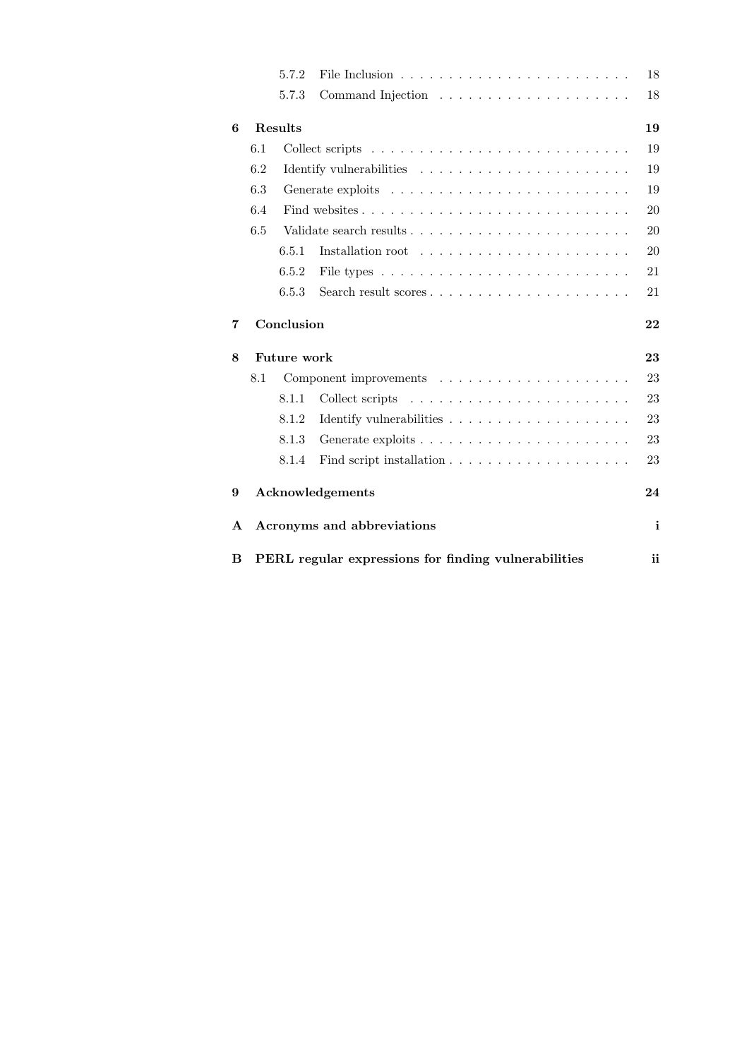- 5.7.2 File Inclusion . . . . . . . . . . . . . . . . . . . . . . . . 18
- 5.7.3 Command Injection . . . . . . . . . . . . . . . . . . . . 18

**6 Results** **19**

- 6.1 Collect scripts . . . . . . . . . . . . . . . . . . . . . . . . . . . 19
- 6.2 Identify vulnerabilities . . . . . . . . . . . . . . . . . . . . . 19
- 6.3 Generate exploits . . . . . . . . . . . . . . . . . . . . . . . . 19
- 6.4 Find websites . . . . . . . . . . . . . . . . . . . . . . . . . . . 20
- 6.5 Validate search results . . . . . . . . . . . . . . . . . . . . . 20
  - 6.5.1 Installation root . . . . . . . . . . . . . . . . . . . . . . 20
  - 6.5.2 File types . . . . . . . . . . . . . . . . . . . . . . . . . . 21
  - 6.5.3 Search result scores . . . . . . . . . . . . . . . . . . . . 21

**7 Conclusion** **22**

**8 Future work** **23**

- 8.1 Component improvements . . . . . . . . . . . . . . . . . . . 23
  - 8.1.1 Collect scripts . . . . . . . . . . . . . . . . . . . . . . . 23
  - 8.1.2 Identify vulnerabilities . . . . . . . . . . . . . . . . . . . 23
  - 8.1.3 Generate exploits . . . . . . . . . . . . . . . . . . . . . . 23
  - 8.1.4 Find script installation . . . . . . . . . . . . . . . . . . . 23

**9 Acknowledgements** **24**

**A Acronyms and abbreviations** **i**

**B PERL regular expressions for finding vulnerabilities** **ii**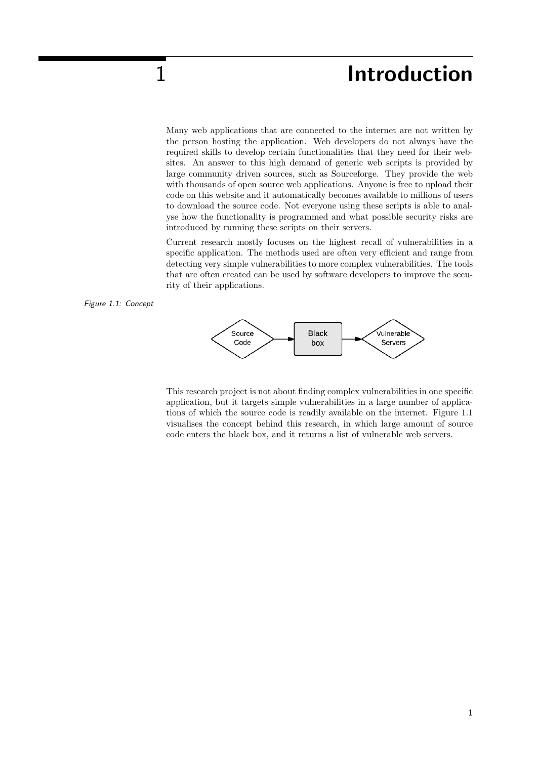# 1 Introduction

Many web applications that are connected to the internet are not written by the person hosting the application. Web developers do not always have the required skills to develop certain functionalities that they need for their websites. An answer to this high demand of generic web scripts is provided by large community driven sources, such as Sourceforge. They provide the web with thousands of open source web applications. Anyone is free to upload their code on this website and it automatically becomes available to millions of users to download the source code. Not everyone using these scripts is able to analyse how the functionality is programmed and what possible security risks are introduced by running these scripts on their servers.

Current research mostly focuses on the highest recall of vulnerabilities in a specific application. The methods used are often very efficient and range from detecting very simple vulnerabilities to more complex vulnerabilities. The tools that are often created can be used by software developers to improve the security of their applications.

*Figure 1.1: Concept*

Source Code → Black box → Vulnerable Servers

This research project is not about finding complex vulnerabilities in one specific application, but it targets simple vulnerabilities in a large number of applications of which the source code is readily available on the internet. Figure 1.1 visualises the concept behind this research, in which large amount of source code enters the black box, and it returns a list of vulnerable web servers.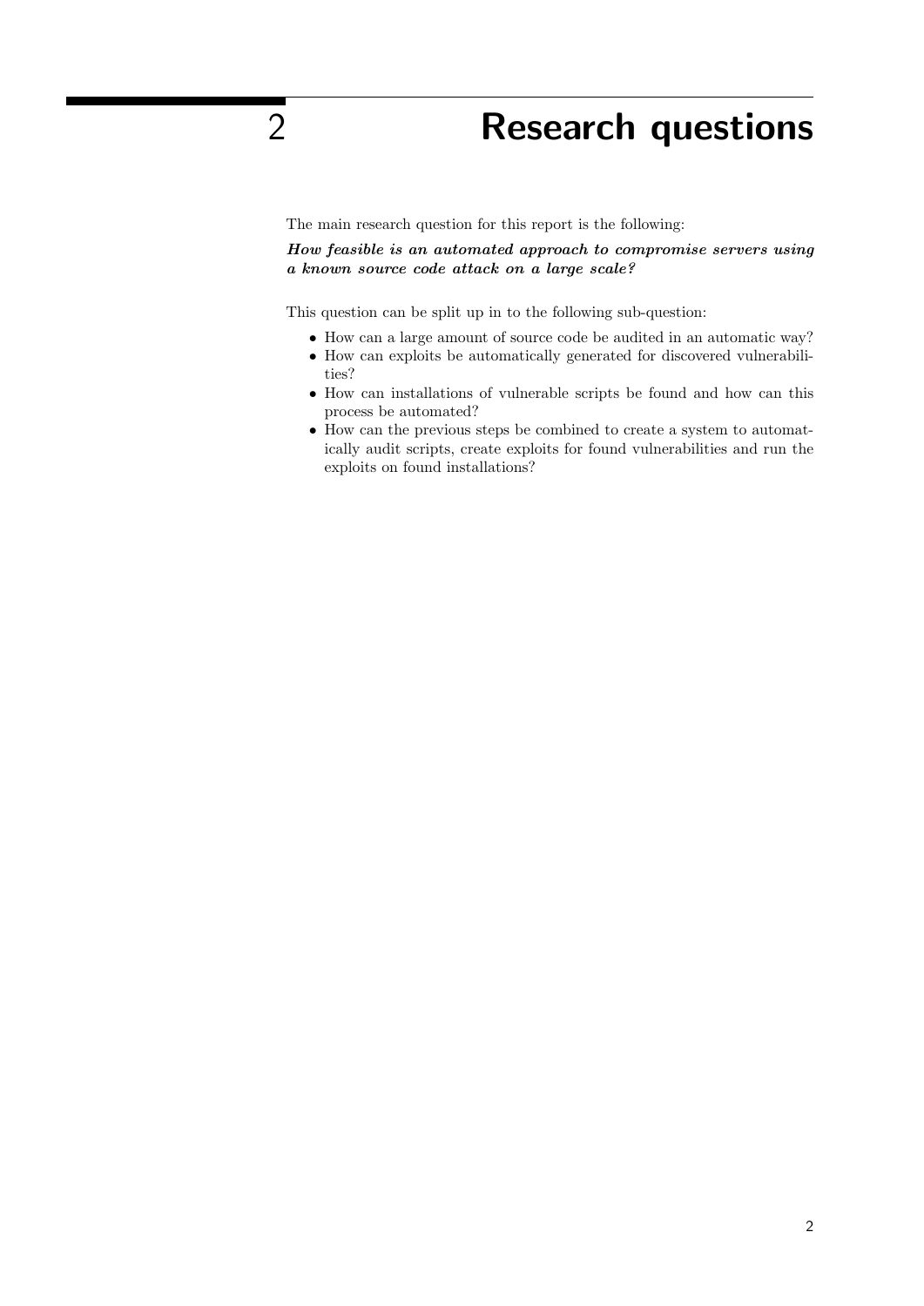# 2 Research questions

The main research question for this report is the following:

***How feasible is an automated approach to compromise servers using a known source code attack on a large scale?***

This question can be split up in to the following sub-question:

- How can a large amount of source code be audited in an automatic way?
- How can exploits be automatically generated for discovered vulnerabilities?
- How can installations of vulnerable scripts be found and how can this process be automated?
- How can the previous steps be combined to create a system to automatically audit scripts, create exploits for found vulnerabilities and run the exploits on found installations?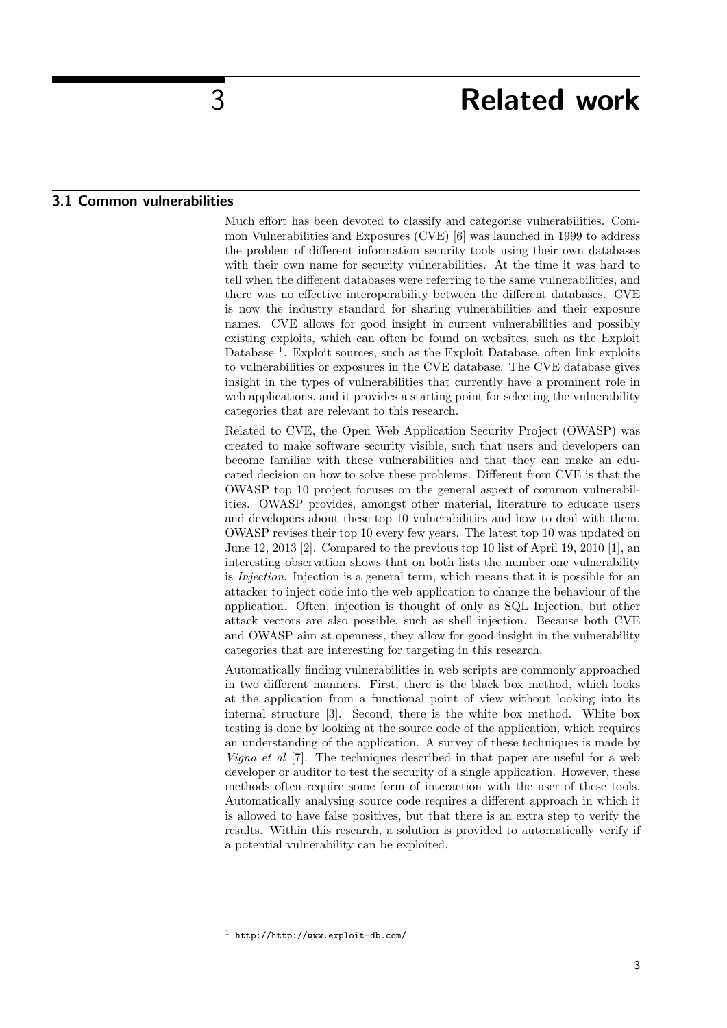# 3 Related work

## 3.1 Common vulnerabilities

Much effort has been devoted to classify and categorise vulnerabilities. Common Vulnerabilities and Exposures (CVE) [6] was launched in 1999 to address the problem of different information security tools using their own databases with their own name for security vulnerabilities. At the time it was hard to tell when the different databases were referring to the same vulnerabilities, and there was no effective interoperability between the different databases. CVE is now the industry standard for sharing vulnerabilities and their exposure names. CVE allows for good insight in current vulnerabilities and possibly existing exploits, which can often be found on websites, such as the Exploit Database [1]. Exploit sources, such as the Exploit Database, often link exploits to vulnerabilities or exposures in the CVE database. The CVE database gives insight in the types of vulnerabilities that currently have a prominent role in web applications, and it provides a starting point for selecting the vulnerability categories that are relevant to this research.

Related to CVE, the Open Web Application Security Project (OWASP) was created to make software security visible, such that users and developers can become familiar with these vulnerabilities and that they can make an educated decision on how to solve these problems. Different from CVE is that the OWASP top 10 project focuses on the general aspect of common vulnerabilities. OWASP provides, amongst other material, literature to educate users and developers about these top 10 vulnerabilities and how to deal with them. OWASP revises their top 10 every few years. The latest top 10 was updated on June 12, 2013 [2]. Compared to the previous top 10 list of April 19, 2010 [1], an interesting observation shows that on both lists the number one vulnerability is *Injection*. Injection is a general term, which means that it is possible for an attacker to inject code into the web application to change the behaviour of the application. Often, injection is thought of only as SQL Injection, but other attack vectors are also possible, such as shell injection. Because both CVE and OWASP aim at openness, they allow for good insight in the vulnerability categories that are interesting for targeting in this research.

Automatically finding vulnerabilities in web scripts are commonly approached in two different manners. First, there is the black box method, which looks at the application from a functional point of view without looking into its internal structure [3]. Second, there is the white box method. White box testing is done by looking at the source code of the application, which requires an understanding of the application. A survey of these techniques is made by *Vigna et al* [7]. The techniques described in that paper are useful for a web developer or auditor to test the security of a single application. However, these methods often require some form of interaction with the user of these tools. Automatically analysing source code requires a different approach in which it is allowed to have false positives, but that there is an extra step to verify the results. Within this research, a solution is provided to automatically verify if a potential vulnerability can be exploited.

[1] `http://http://www.exploit-db.com/`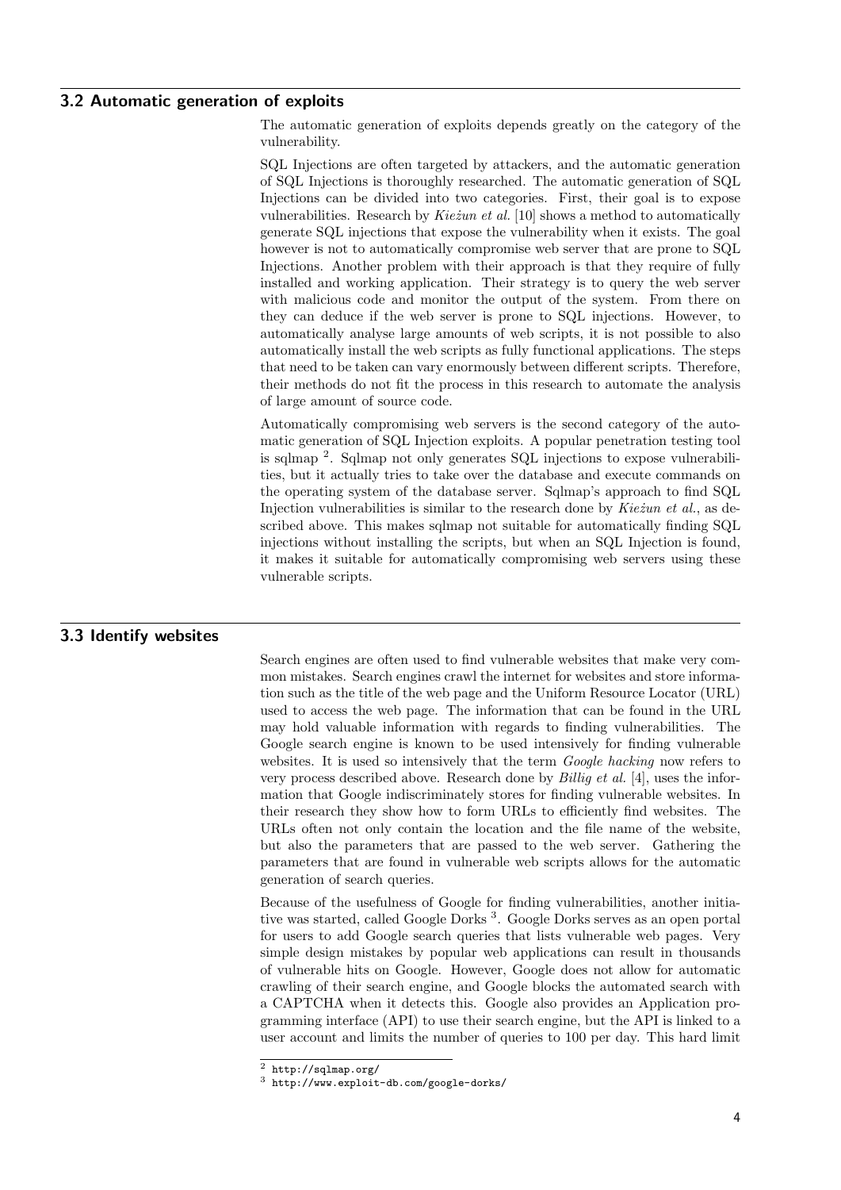## 3.2 Automatic generation of exploits

The automatic generation of exploits depends greatly on the category of the vulnerability.

SQL Injections are often targeted by attackers, and the automatic generation of SQL Injections is thoroughly researched. The automatic generation of SQL Injections can be divided into two categories. First, their goal is to expose vulnerabilities. Research by *Kieżun et al.* [10] shows a method to automatically generate SQL injections that expose the vulnerability when it exists. The goal however is not to automatically compromise web server that are prone to SQL Injections. Another problem with their approach is that they require of fully installed and working application. Their strategy is to query the web server with malicious code and monitor the output of the system. From there on they can deduce if the web server is prone to SQL injections. However, to automatically analyse large amounts of web scripts, it is not possible to also automatically install the web scripts as fully functional applications. The steps that need to be taken can vary enormously between different scripts. Therefore, their methods do not fit the process in this research to automate the analysis of large amount of source code.

Automatically compromising web servers is the second category of the automatic generation of SQL Injection exploits. A popular penetration testing tool is sqlmap [2]. Sqlmap not only generates SQL injections to expose vulnerabilities, but it actually tries to take over the database and execute commands on the operating system of the database server. Sqlmap's approach to find SQL Injection vulnerabilities is similar to the research done by *Kieżun et al.*, as described above. This makes sqlmap not suitable for automatically finding SQL injections without installing the scripts, but when an SQL Injection is found, it makes it suitable for automatically compromising web servers using these vulnerable scripts.

## 3.3 Identify websites

Search engines are often used to find vulnerable websites that make very common mistakes. Search engines crawl the internet for websites and store information such as the title of the web page and the Uniform Resource Locator (URL) used to access the web page. The information that can be found in the URL may hold valuable information with regards to finding vulnerabilities. The Google search engine is known to be used intensively for finding vulnerable websites. It is used so intensively that the term *Google hacking* now refers to very process described above. Research done by *Billig et al.* [4], uses the information that Google indiscriminately stores for finding vulnerable websites. In their research they show how to form URLs to efficiently find websites. The URLs often not only contain the location and the file name of the website, but also the parameters that are passed to the web server. Gathering the parameters that are found in vulnerable web scripts allows for the automatic generation of search queries.

Because of the usefulness of Google for finding vulnerabilities, another initiative was started, called Google Dorks [3]. Google Dorks serves as an open portal for users to add Google search queries that lists vulnerable web pages. Very simple design mistakes by popular web applications can result in thousands of vulnerable hits on Google. However, Google does not allow for automatic crawling of their search engine, and Google blocks the automated search with a CAPTCHA when it detects this. Google also provides an Application programming interface (API) to use their search engine, but the API is linked to a user account and limits the number of queries to 100 per day. This hard limit

[2] `http://sqlmap.org/`

[3] `http://www.exploit-db.com/google-dorks/`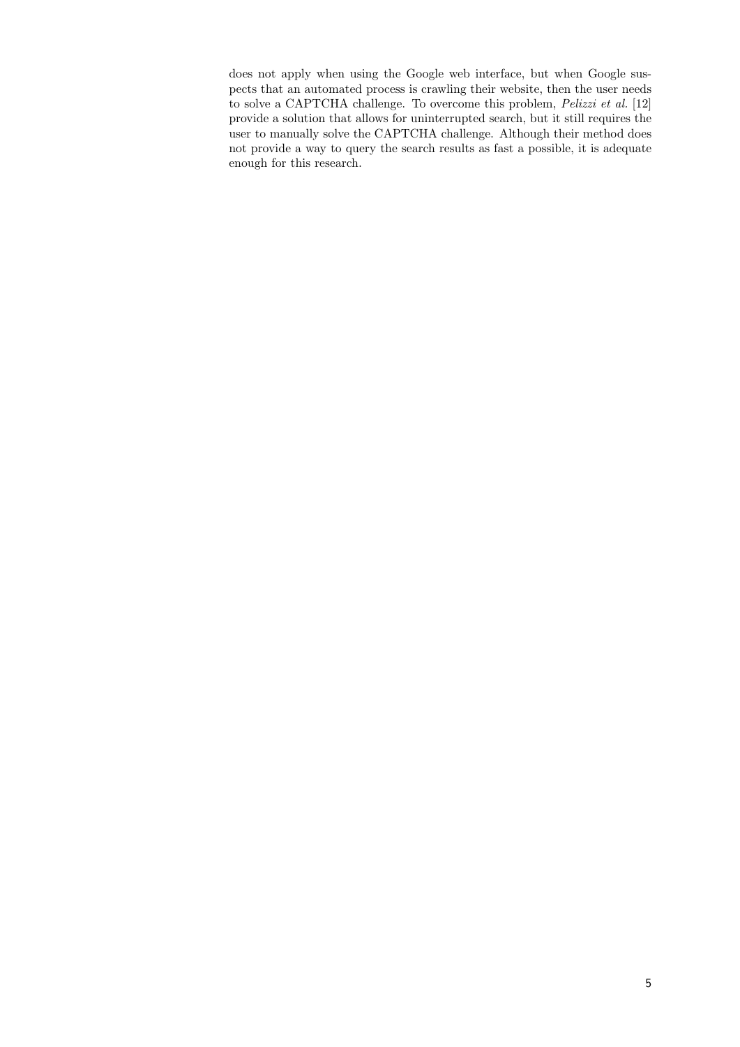does not apply when using the Google web interface, but when Google suspects that an automated process is crawling their website, then the user needs to solve a CAPTCHA challenge. To overcome this problem, *Pelizzi et al.* [12] provide a solution that allows for uninterrupted search, but it still requires the user to manually solve the CAPTCHA challenge. Although their method does not provide a way to query the search results as fast a possible, it is adequate enough for this research.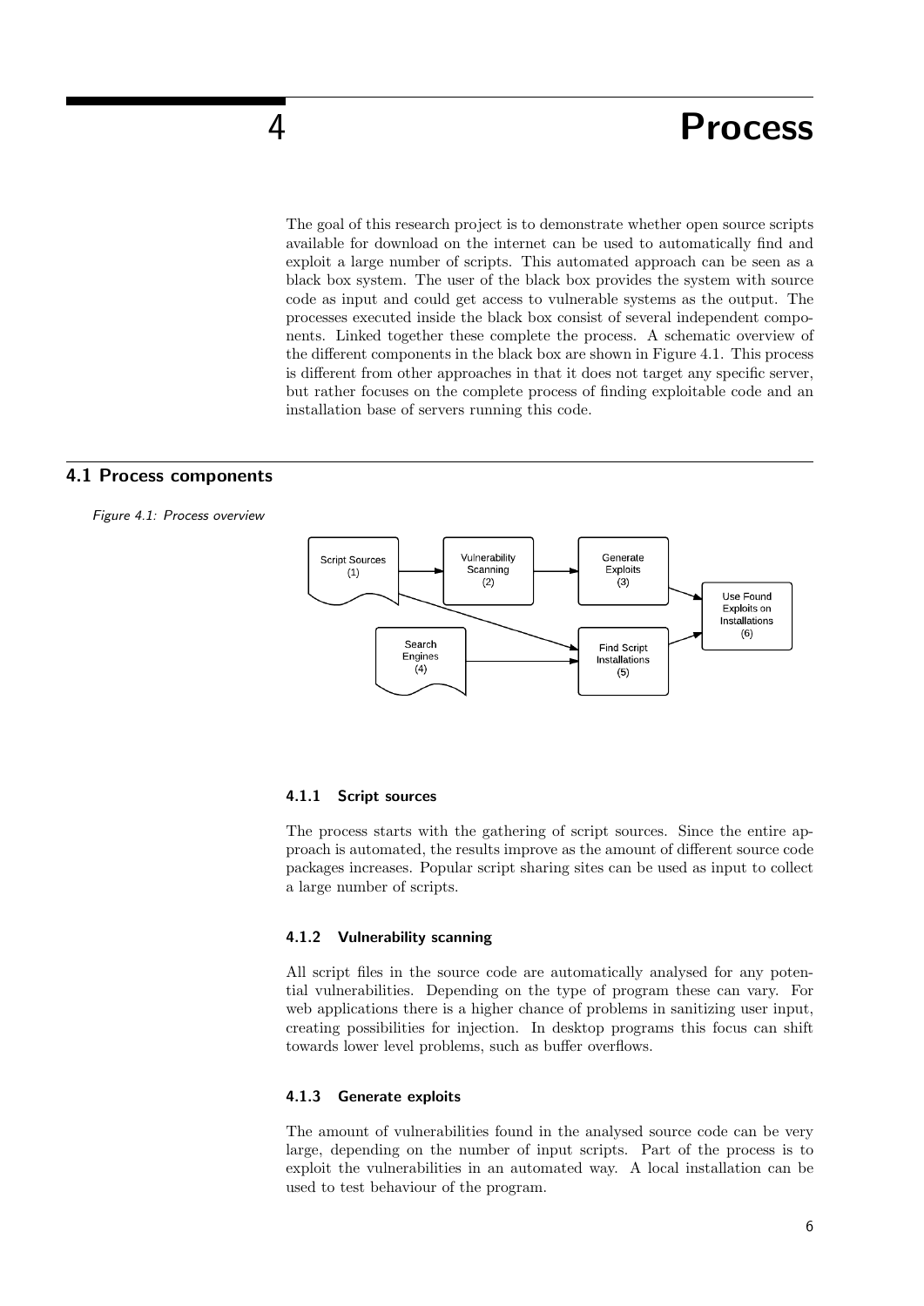# 4 Process

The goal of this research project is to demonstrate whether open source scripts available for download on the internet can be used to automatically find and exploit a large number of scripts. This automated approach can be seen as a black box system. The user of the black box provides the system with source code as input and could get access to vulnerable systems as the output. The processes executed inside the black box consist of several independent components. Linked together these complete the process. A schematic overview of the different components in the black box are shown in Figure 4.1. This process is different from other approaches in that it does not target any specific server, but rather focuses on the complete process of finding exploitable code and an installation base of servers running this code.

## 4.1 Process components

*Figure 4.1: Process overview*

### 4.1.1 Script sources

The process starts with the gathering of script sources. Since the entire approach is automated, the results improve as the amount of different source code packages increases. Popular script sharing sites can be used as input to collect a large number of scripts.

### 4.1.2 Vulnerability scanning

All script files in the source code are automatically analysed for any potential vulnerabilities. Depending on the type of program these can vary. For web applications there is a higher chance of problems in sanitizing user input, creating possibilities for injection. In desktop programs this focus can shift towards lower level problems, such as buffer overflows.

### 4.1.3 Generate exploits

The amount of vulnerabilities found in the analysed source code can be very large, depending on the number of input scripts. Part of the process is to exploit the vulnerabilities in an automated way. A local installation can be used to test behaviour of the program.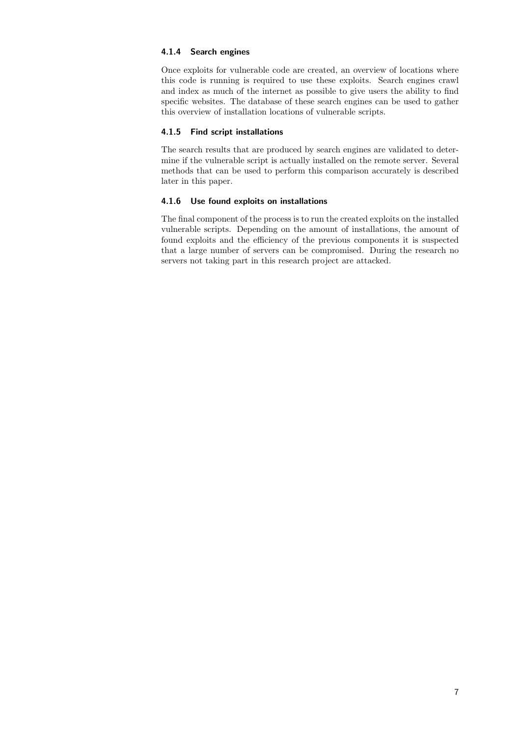#### 4.1.4 Search engines

Once exploits for vulnerable code are created, an overview of locations where this code is running is required to use these exploits. Search engines crawl and index as much of the internet as possible to give users the ability to find specific websites. The database of these search engines can be used to gather this overview of installation locations of vulnerable scripts.

#### 4.1.5 Find script installations

The search results that are produced by search engines are validated to determine if the vulnerable script is actually installed on the remote server. Several methods that can be used to perform this comparison accurately is described later in this paper.

#### 4.1.6 Use found exploits on installations

The final component of the process is to run the created exploits on the installed vulnerable scripts. Depending on the amount of installations, the amount of found exploits and the efficiency of the previous components it is suspected that a large number of servers can be compromised. During the research no servers not taking part in this research project are attacked.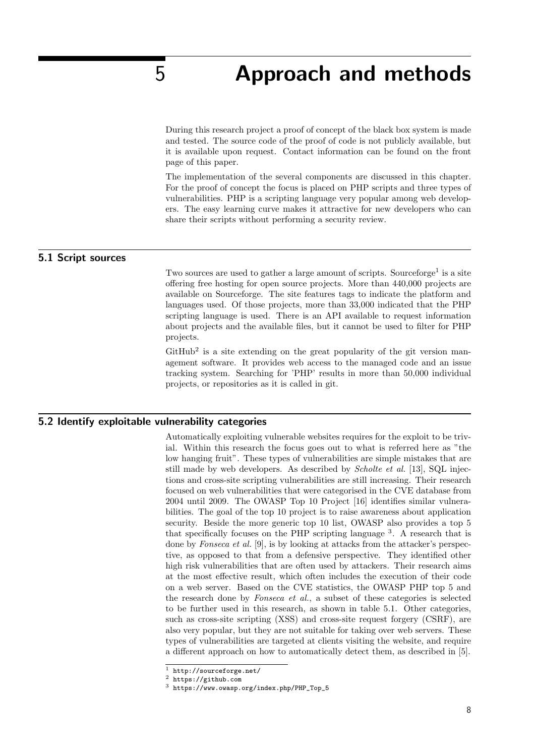# 5 Approach and methods

During this research project a proof of concept of the black box system is made and tested. The source code of the proof of code is not publicly available, but it is available upon request. Contact information can be found on the front page of this paper.

The implementation of the several components are discussed in this chapter. For the proof of concept the focus is placed on PHP scripts and three types of vulnerabilities. PHP is a scripting language very popular among web developers. The easy learning curve makes it attractive for new developers who can share their scripts without performing a security review.

## 5.1 Script sources

Two sources are used to gather a large amount of scripts. Sourceforge[1] is a site offering free hosting for open source projects. More than 440,000 projects are available on Sourceforge. The site features tags to indicate the platform and languages used. Of those projects, more than 33,000 indicated that the PHP scripting language is used. There is an API available to request information about projects and the available files, but it cannot be used to filter for PHP projects.

GitHub[2] is a site extending on the great popularity of the git version management software. It provides web access to the managed code and an issue tracking system. Searching for 'PHP' results in more than 50,000 individual projects, or repositories as it is called in git.

## 5.2 Identify exploitable vulnerability categories

Automatically exploiting vulnerable websites requires for the exploit to be trivial. Within this research the focus goes out to what is referred here as "the low hanging fruit". These types of vulnerabilities are simple mistakes that are still made by web developers. As described by *Scholte et al.* [13], SQL injections and cross-site scripting vulnerabilities are still increasing. Their research focused on web vulnerabilities that were categorised in the CVE database from 2004 until 2009. The OWASP Top 10 Project [16] identifies similar vulnerabilities. The goal of the top 10 project is to raise awareness about application security. Beside the more generic top 10 list, OWASP also provides a top 5 that specifically focuses on the PHP scripting language [3]. A research that is done by *Fonseca et al.* [9], is by looking at attacks from the attacker's perspective, as opposed to that from a defensive perspective. They identified other high risk vulnerabilities that are often used by attackers. Their research aims at the most effective result, which often includes the execution of their code on a web server. Based on the CVE statistics, the OWASP PHP top 5 and the research done by *Fonseca et al.*, a subset of these categories is selected to be further used in this research, as shown in table 5.1. Other categories, such as cross-site scripting (XSS) and cross-site request forgery (CSRF), are also very popular, but they are not suitable for taking over web servers. These types of vulnerabilities are targeted at clients visiting the website, and require a different approach on how to automatically detect them, as described in [5].

---

[1] `http://sourceforge.net/`

[2] `https://github.com`

[3] `https://www.owasp.org/index.php/PHP_Top_5`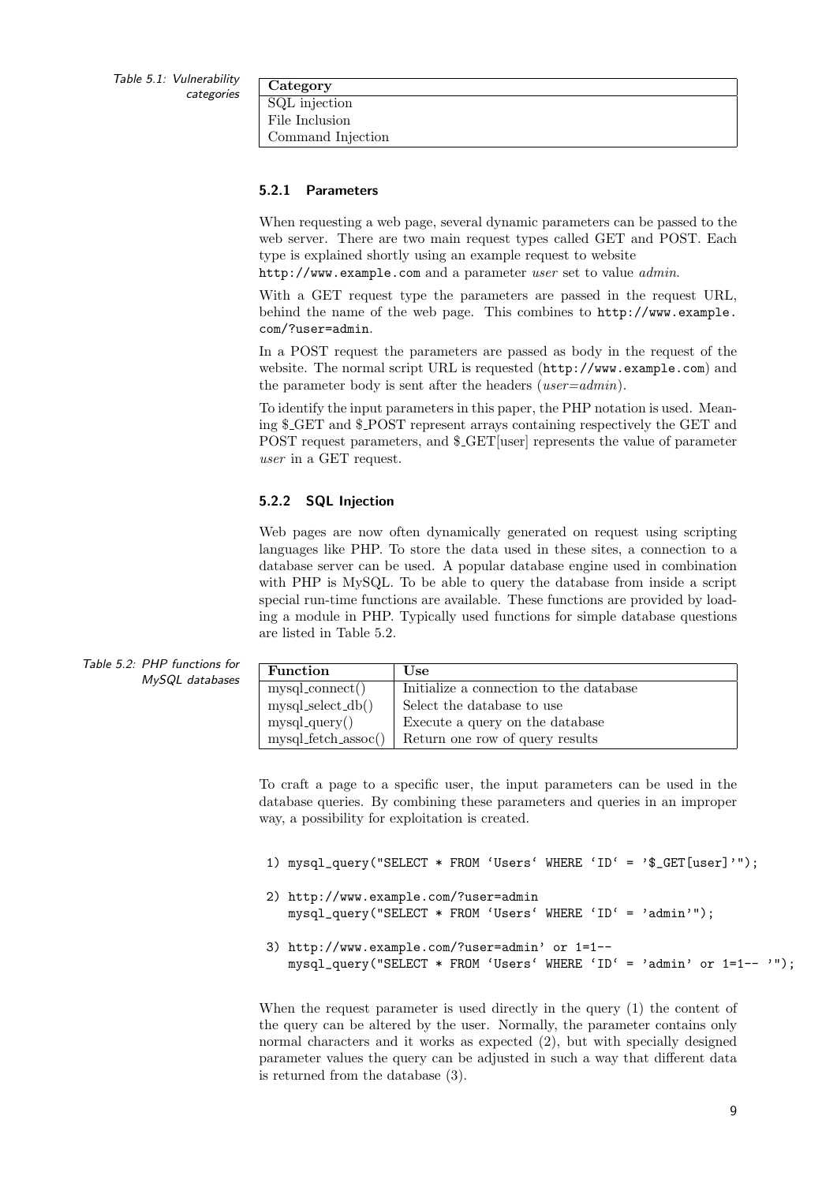Table 5.1: Vulnerability categories

| Category |
|---|
| SQL injection |
| File Inclusion |
| Command Injection |

### 5.2.1 Parameters

When requesting a web page, several dynamic parameters can be passed to the web server. There are two main request types called GET and POST. Each type is explained shortly using an example request to website `http://www.example.com` and a parameter *user* set to value *admin*.

With a GET request type the parameters are passed in the request URL, behind the name of the web page. This combines to `http://www.example.com/?user=admin`.

In a POST request the parameters are passed as body in the request of the website. The normal script URL is requested (`http://www.example.com`) and the parameter body is sent after the headers (*user=admin*).

To identify the input parameters in this paper, the PHP notation is used. Meaning $_GET and $_POST represent arrays containing respectively the GET and POST request parameters, and $_GET[user] represents the value of parameter *user* in a GET request.

### 5.2.2 SQL Injection

Web pages are now often dynamically generated on request using scripting languages like PHP. To store the data used in these sites, a connection to a database server can be used. A popular database engine used in combination with PHP is MySQL. To be able to query the database from inside a script special run-time functions are available. These functions are provided by loading a module in PHP. Typically used functions for simple database questions are listed in Table 5.2.

Table 5.2: PHP functions for MySQL databases

| Function | Use |
|---|---|
| mysql_connect() | Initialize a connection to the database |
| mysql_select_db() | Select the database to use |
| mysql_query() | Execute a query on the database |
| mysql_fetch_assoc() | Return one row of query results |

To craft a page to a specific user, the input parameters can be used in the database queries. By combining these parameters and queries in an improper way, a possibility for exploitation is created.

```
1) mysql_query("SELECT * FROM `Users` WHERE `ID` = '$_GET[user]'");

2) http://www.example.com/?user=admin
   mysql_query("SELECT * FROM `Users` WHERE `ID` = 'admin'");

3) http://www.example.com/?user=admin' or 1=1--
   mysql_query("SELECT * FROM `Users` WHERE `ID` = 'admin' or 1=1-- '");
```

When the request parameter is used directly in the query (1) the content of the query can be altered by the user. Normally, the parameter contains only normal characters and it works as expected (2), but with specially designed parameter values the query can be adjusted in such a way that different data is returned from the database (3).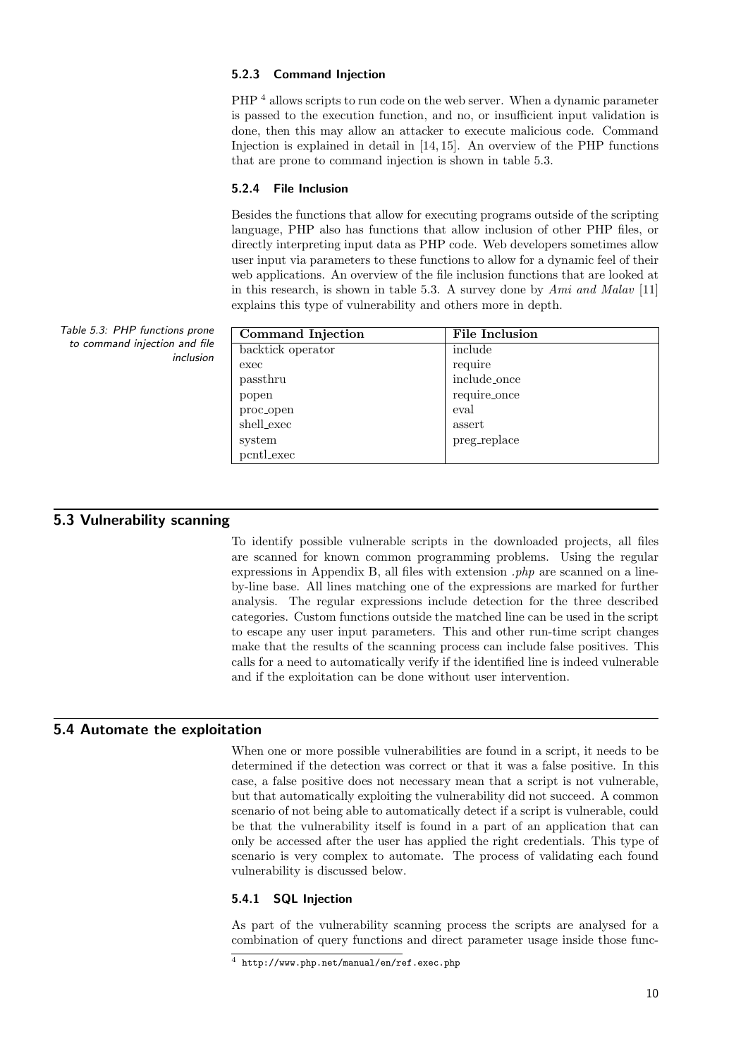### 5.2.3 Command Injection

PHP [4] allows scripts to run code on the web server. When a dynamic parameter is passed to the execution function, and no, or insufficient input validation is done, then this may allow an attacker to execute malicious code. Command Injection is explained in detail in [14, 15]. An overview of the PHP functions that are prone to command injection is shown in table 5.3.

### 5.2.4 File Inclusion

Besides the functions that allow for executing programs outside of the scripting language, PHP also has functions that allow inclusion of other PHP files, or directly interpreting input data as PHP code. Web developers sometimes allow user input via parameters to these functions to allow for a dynamic feel of their web applications. An overview of the file inclusion functions that are looked at in this research, is shown in table 5.3. A survey done by *Ami and Malav* [11] explains this type of vulnerability and others more in depth.

*Table 5.3: PHP functions prone to command injection and file inclusion*

| Command Injection | File Inclusion |
| --- | --- |
| backtick operator | include |
| exec | require |
| passthru | include_once |
| popen | require_once |
| proc_open | eval |
| shell_exec | assert |
| system | preg_replace |
| pcntl_exec | |

## 5.3 Vulnerability scanning

To identify possible vulnerable scripts in the downloaded projects, all files are scanned for known common programming problems. Using the regular expressions in Appendix B, all files with extension *.php* are scanned on a line-by-line base. All lines matching one of the expressions are marked for further analysis. The regular expressions include detection for the three described categories. Custom functions outside the matched line can be used in the script to escape any user input parameters. This and other run-time script changes make that the results of the scanning process can include false positives. This calls for a need to automatically verify if the identified line is indeed vulnerable and if the exploitation can be done without user intervention.

## 5.4 Automate the exploitation

When one or more possible vulnerabilities are found in a script, it needs to be determined if the detection was correct or that it was a false positive. In this case, a false positive does not necessary mean that a script is not vulnerable, but that automatically exploiting the vulnerability did not succeed. A common scenario of not being able to automatically detect if a script is vulnerable, could be that the vulnerability itself is found in a part of an application that can only be accessed after the user has applied the right credentials. This type of scenario is very complex to automate. The process of validating each found vulnerability is discussed below.

### 5.4.1 SQL Injection

As part of the vulnerability scanning process the scripts are analysed for a combination of query functions and direct parameter usage inside those func-

[4] http://www.php.net/manual/en/ref.exec.php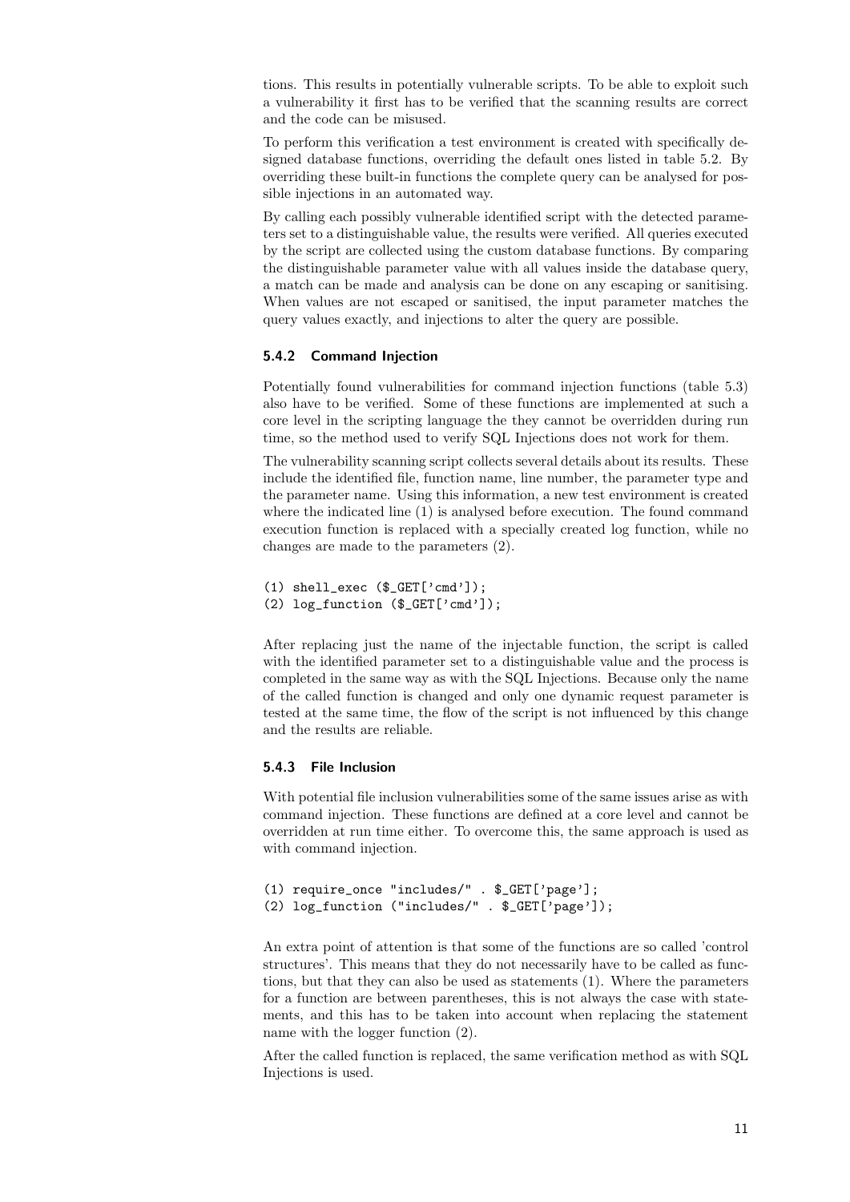tions. This results in potentially vulnerable scripts. To be able to exploit such a vulnerability it first has to be verified that the scanning results are correct and the code can be misused.

To perform this verification a test environment is created with specifically designed database functions, overriding the default ones listed in table 5.2. By overriding these built-in functions the complete query can be analysed for possible injections in an automated way.

By calling each possibly vulnerable identified script with the detected parameters set to a distinguishable value, the results were verified. All queries executed by the script are collected using the custom database functions. By comparing the distinguishable parameter value with all values inside the database query, a match can be made and analysis can be done on any escaping or sanitising. When values are not escaped or sanitised, the input parameter matches the query values exactly, and injections to alter the query are possible.

### 5.4.2 Command Injection

Potentially found vulnerabilities for command injection functions (table 5.3) also have to be verified. Some of these functions are implemented at such a core level in the scripting language the they cannot be overridden during run time, so the method used to verify SQL Injections does not work for them.

The vulnerability scanning script collects several details about its results. These include the identified file, function name, line number, the parameter type and the parameter name. Using this information, a new test environment is created where the indicated line (1) is analysed before execution. The found command execution function is replaced with a specially created log function, while no changes are made to the parameters (2).

```
(1) shell_exec ($_GET['cmd']);
(2) log_function ($_GET['cmd']);
```

After replacing just the name of the injectable function, the script is called with the identified parameter set to a distinguishable value and the process is completed in the same way as with the SQL Injections. Because only the name of the called function is changed and only one dynamic request parameter is tested at the same time, the flow of the script is not influenced by this change and the results are reliable.

### 5.4.3 File Inclusion

With potential file inclusion vulnerabilities some of the same issues arise as with command injection. These functions are defined at a core level and cannot be overridden at run time either. To overcome this, the same approach is used as with command injection.

```
(1) require_once "includes/" . $_GET['page'];
(2) log_function ("includes/" . $_GET['page']);
```

An extra point of attention is that some of the functions are so called 'control structures'. This means that they do not necessarily have to be called as functions, but that they can also be used as statements (1). Where the parameters for a function are between parentheses, this is not always the case with statements, and this has to be taken into account when replacing the statement name with the logger function (2).

After the called function is replaced, the same verification method as with SQL Injections is used.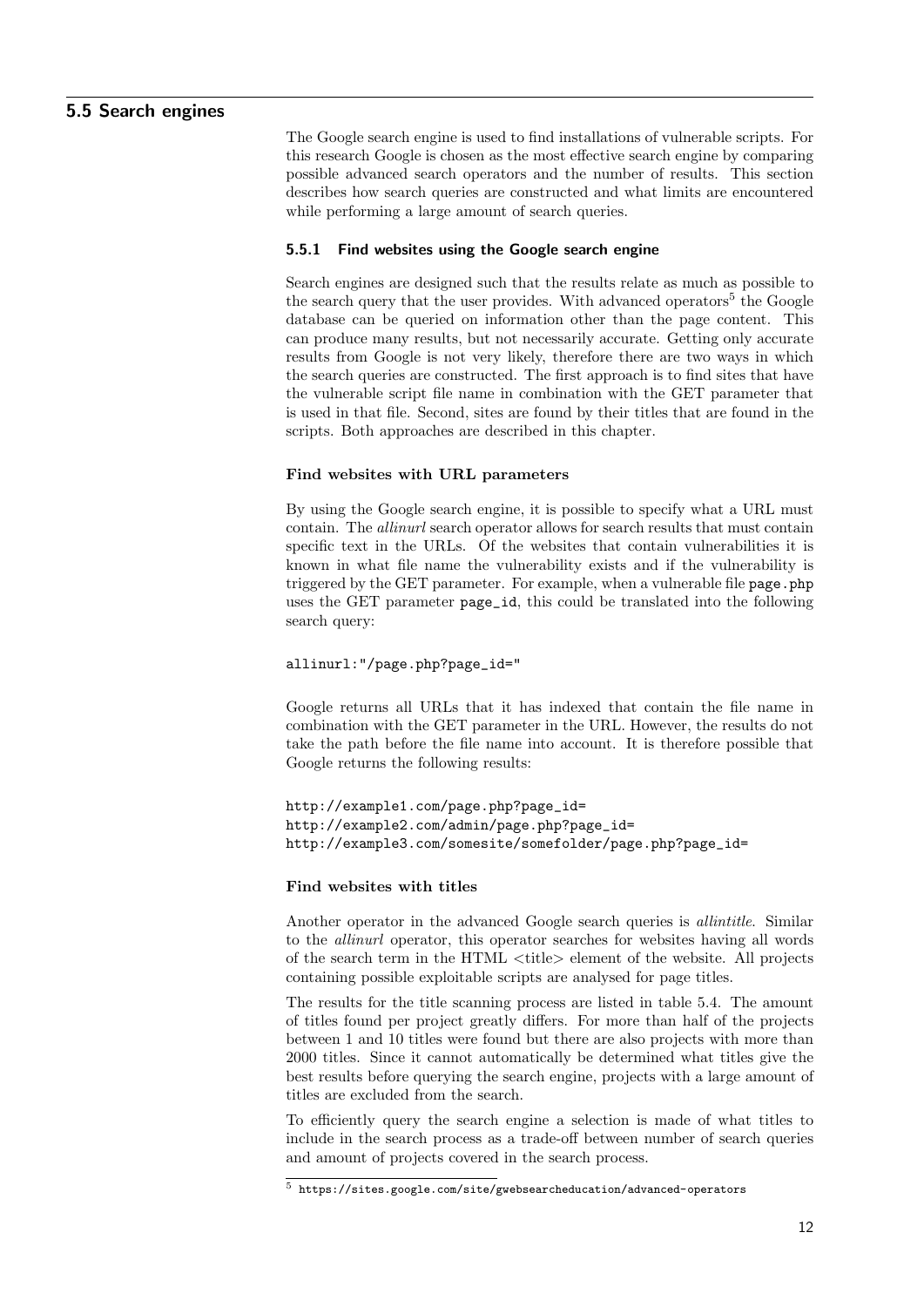## 5.5 Search engines

The Google search engine is used to find installations of vulnerable scripts. For this research Google is chosen as the most effective search engine by comparing possible advanced search operators and the number of results. This section describes how search queries are constructed and what limits are encountered while performing a large amount of search queries.

### 5.5.1 Find websites using the Google search engine

Search engines are designed such that the results relate as much as possible to the search query that the user provides. With advanced operators[5] the Google database can be queried on information other than the page content. This can produce many results, but not necessarily accurate. Getting only accurate results from Google is not very likely, therefore there are two ways in which the search queries are constructed. The first approach is to find sites that have the vulnerable script file name in combination with the GET parameter that is used in that file. Second, sites are found by their titles that are found in the scripts. Both approaches are described in this chapter.

#### Find websites with URL parameters

By using the Google search engine, it is possible to specify what a URL must contain. The *allinurl* search operator allows for search results that must contain specific text in the URLs. Of the websites that contain vulnerabilities it is known in what file name the vulnerability exists and if the vulnerability is triggered by the GET parameter. For example, when a vulnerable file `page.php` uses the GET parameter `page_id`, this could be translated into the following search query:

```
allinurl:"/page.php?page_id="
```

Google returns all URLs that it has indexed that contain the file name in combination with the GET parameter in the URL. However, the results do not take the path before the file name into account. It is therefore possible that Google returns the following results:

```
http://example1.com/page.php?page_id=
http://example2.com/admin/page.php?page_id=
http://example3.com/somesite/somefolder/page.php?page_id=
```

#### Find websites with titles

Another operator in the advanced Google search queries is *allintitle*. Similar to the *allinurl* operator, this operator searches for websites having all words of the search term in the HTML <title> element of the website. All projects containing possible exploitable scripts are analysed for page titles.

The results for the title scanning process are listed in table 5.4. The amount of titles found per project greatly differs. For more than half of the projects between 1 and 10 titles were found but there are also projects with more than 2000 titles. Since it cannot automatically be determined what titles give the best results before querying the search engine, projects with a large amount of titles are excluded from the search.

To efficiently query the search engine a selection is made of what titles to include in the search process as a trade-off between number of search queries and amount of projects covered in the search process.

[5] https://sites.google.com/site/gwebsearcheducation/advanced-operators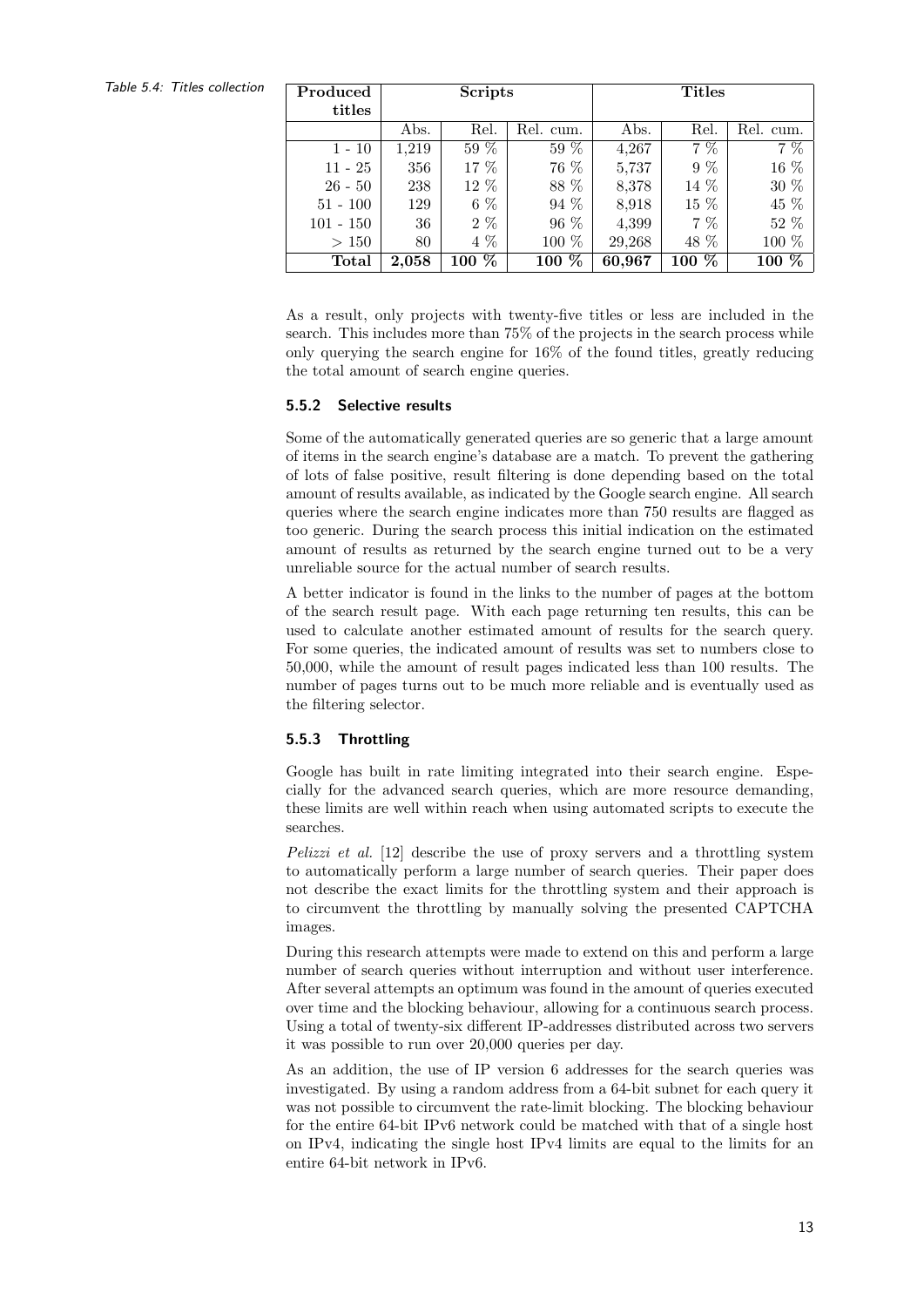Table 5.4: Titles collection

| Produced titles | Scripts | | | Titles | | |
|---|---|---|---|---|---|---|
| | Abs. | Rel. | Rel. cum. | Abs. | Rel. | Rel. cum. |
| 1 - 10 | 1,219 | 59 % | 59 % | 4,267 | 7 % | 7 % |
| 11 - 25 | 356 | 17 % | 76 % | 5,737 | 9 % | 16 % |
| 26 - 50 | 238 | 12 % | 88 % | 8,378 | 14 % | 30 % |
| 51 - 100 | 129 | 6 % | 94 % | 8,918 | 15 % | 45 % |
| 101 - 150 | 36 | 2 % | 96 % | 4,399 | 7 % | 52 % |
| > 150 | 80 | 4 % | 100 % | 29,268 | 48 % | 100 % |
| **Total** | **2,058** | **100 %** | **100 %** | **60,967** | **100 %** | **100 %** |

As a result, only projects with twenty-five titles or less are included in the search. This includes more than 75% of the projects in the search process while only querying the search engine for 16% of the found titles, greatly reducing the total amount of search engine queries.

### 5.5.2 Selective results

Some of the automatically generated queries are so generic that a large amount of items in the search engine's database are a match. To prevent the gathering of lots of false positive, result filtering is done depending based on the total amount of results available, as indicated by the Google search engine. All search queries where the search engine indicates more than 750 results are flagged as too generic. During the search process this initial indication on the estimated amount of results as returned by the search engine turned out to be a very unreliable source for the actual number of search results.

A better indicator is found in the links to the number of pages at the bottom of the search result page. With each page returning ten results, this can be used to calculate another estimated amount of results for the search query. For some queries, the indicated amount of results was set to numbers close to 50,000, while the amount of result pages indicated less than 100 results. The number of pages turns out to be much more reliable and is eventually used as the filtering selector.

### 5.5.3 Throttling

Google has built in rate limiting integrated into their search engine. Especially for the advanced search queries, which are more resource demanding, these limits are well within reach when using automated scripts to execute the searches.

*Pelizzi et al.* [12] describe the use of proxy servers and a throttling system to automatically perform a large number of search queries. Their paper does not describe the exact limits for the throttling system and their approach is to circumvent the throttling by manually solving the presented CAPTCHA images.

During this research attempts were made to extend on this and perform a large number of search queries without interruption and without user interference. After several attempts an optimum was found in the amount of queries executed over time and the blocking behaviour, allowing for a continuous search process. Using a total of twenty-six different IP-addresses distributed across two servers it was possible to run over 20,000 queries per day.

As an addition, the use of IP version 6 addresses for the search queries was investigated. By using a random address from a 64-bit subnet for each query it was not possible to circumvent the rate-limit blocking. The blocking behaviour for the entire 64-bit IPv6 network could be matched with that of a single host on IPv4, indicating the single host IPv4 limits are equal to the limits for an entire 64-bit network in IPv6.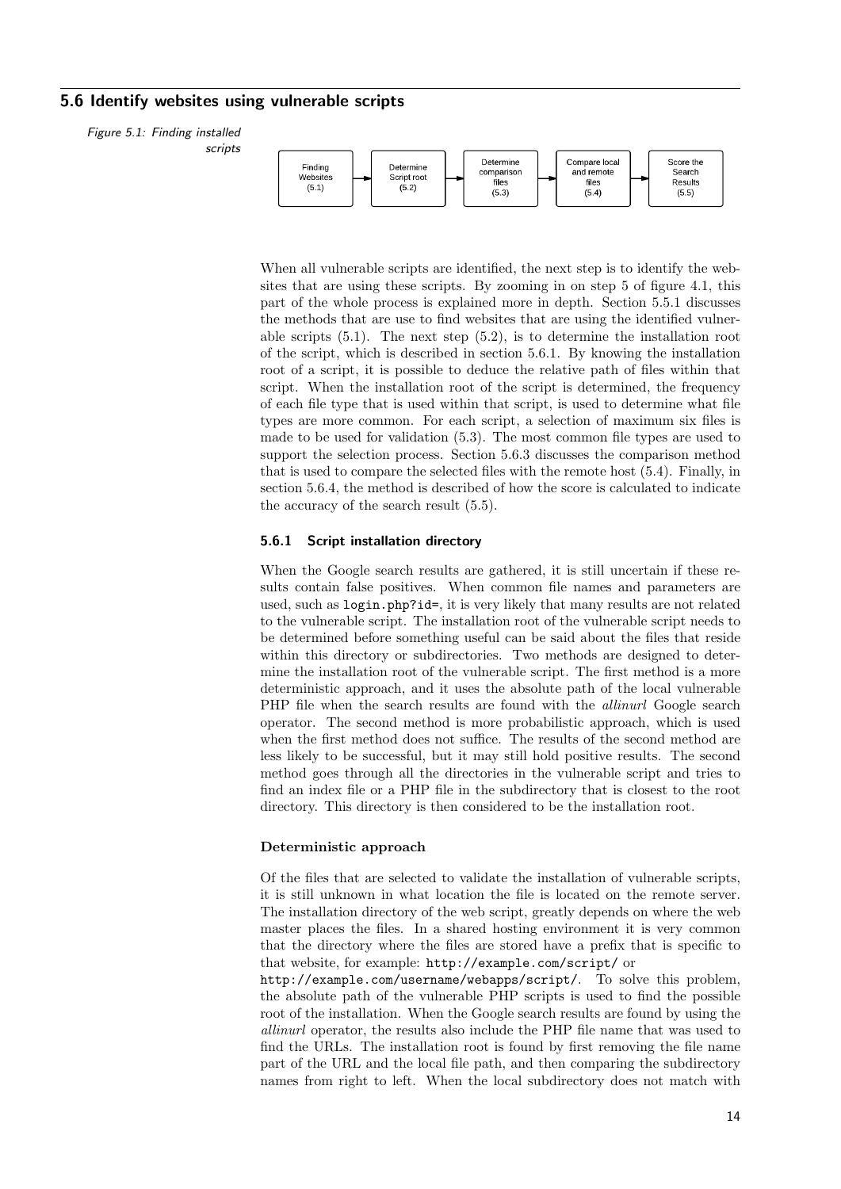## 5.6 Identify websites using vulnerable scripts

*Figure 5.1: Finding installed scripts*

Finding Websites (5.1) → Determine Script root (5.2) → Determine comparison files (5.3) → Compare local and remote files (5.4) → Score the Search Results (5.5)

When all vulnerable scripts are identified, the next step is to identify the websites that are using these scripts. By zooming in on step 5 of figure 4.1, this part of the whole process is explained more in depth. Section 5.5.1 discusses the methods that are use to find websites that are using the identified vulnerable scripts (5.1). The next step (5.2), is to determine the installation root of the script, which is described in section 5.6.1. By knowing the installation root of a script, it is possible to deduce the relative path of files within that script. When the installation root of the script is determined, the frequency of each file type that is used within that script, is used to determine what file types are more common. For each script, a selection of maximum six files is made to be used for validation (5.3). The most common file types are used to support the selection process. Section 5.6.3 discusses the comparison method that is used to compare the selected files with the remote host (5.4). Finally, in section 5.6.4, the method is described of how the score is calculated to indicate the accuracy of the search result (5.5).

### 5.6.1 Script installation directory

When the Google search results are gathered, it is still uncertain if these results contain false positives. When common file names and parameters are used, such as `login.php?id=`, it is very likely that many results are not related to the vulnerable script. The installation root of the vulnerable script needs to be determined before something useful can be said about the files that reside within this directory or subdirectories. Two methods are designed to determine the installation root of the vulnerable script. The first method is a more deterministic approach, and it uses the absolute path of the local vulnerable PHP file when the search results are found with the *allinurl* Google search operator. The second method is more probabilistic approach, which is used when the first method does not suffice. The results of the second method are less likely to be successful, but it may still hold positive results. The second method goes through all the directories in the vulnerable script and tries to find an index file or a PHP file in the subdirectory that is closest to the root directory. This directory is then considered to be the installation root.

#### Deterministic approach

Of the files that are selected to validate the installation of vulnerable scripts, it is still unknown in what location the file is located on the remote server. The installation directory of the web script, greatly depends on where the web master places the files. In a shared hosting environment it is very common that the directory where the files are stored have a prefix that is specific to that website, for example: `http://example.com/script/` or `http://example.com/username/webapps/script/`. To solve this problem, the absolute path of the vulnerable PHP scripts is used to find the possible root of the installation. When the Google search results are found by using the *allinurl* operator, the results also include the PHP file name that was used to find the URLs. The installation root is found by first removing the file name part of the URL and the local file path, and then comparing the subdirectory names from right to left. When the local subdirectory does not match with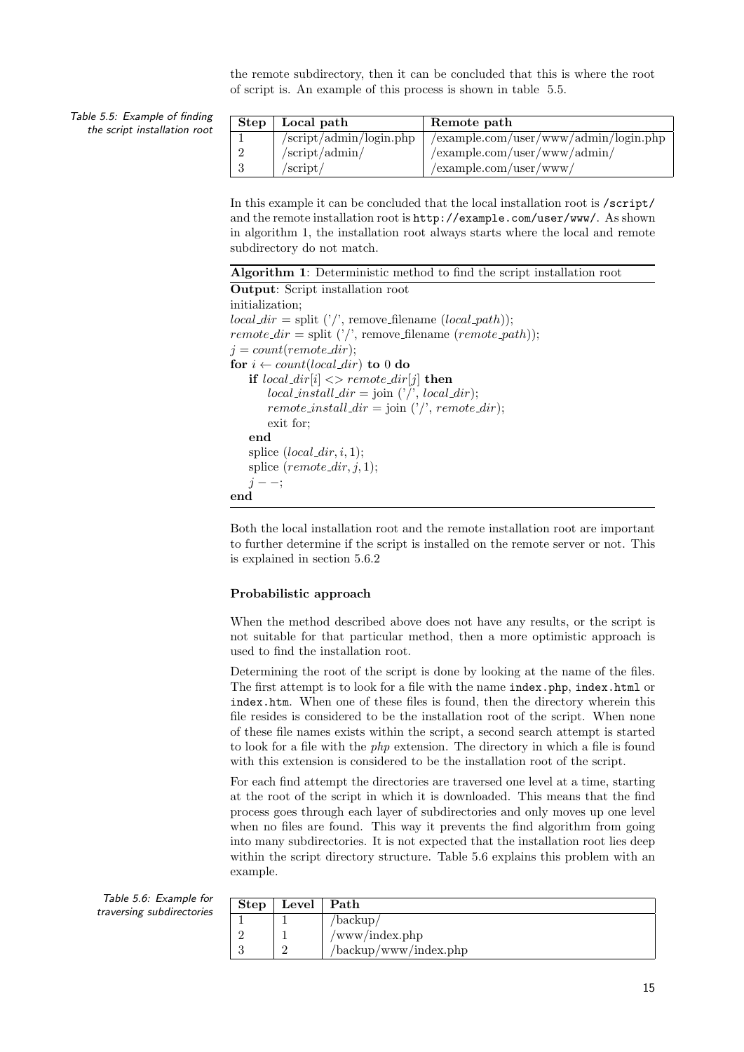the remote subdirectory, then it can be concluded that this is where the root of script is. An example of this process is shown in table 5.5.

Table 5.5: Example of finding the script installation root

| Step | Local path | Remote path |
| --- | --- | --- |
| 1 | /script/admin/login.php | /example.com/user/www/admin/login.php |
| 2 | /script/admin/ | /example.com/user/www/admin/ |
| 3 | /script/ | /example.com/user/www/ |

In this example it can be concluded that the local installation root is `/script/` and the remote installation root is `http://example.com/user/www/`. As shown in algorithm 1, the installation root always starts where the local and remote subdirectory do not match.

**Algorithm 1**: Deterministic method to find the script installation root

```
Output: Script installation root
initialization;
local_dir = split ('/', remove_filename (local_path));
remote_dir = split ('/', remove_filename (remote_path));
j = count(remote_dir);
for i ← count(local_dir) to 0 do
    if local_dir[i] <> remote_dir[j] then
        local_install_dir = join ('/', local_dir);
        remote_install_dir = join ('/', remote_dir);
        exit for;
    end
    splice (local_dir, i, 1);
    splice (remote_dir, j, 1);
    j − −;
end
```

Both the local installation root and the remote installation root are important to further determine if the script is installed on the remote server or not. This is explained in section 5.6.2

#### Probabilistic approach

When the method described above does not have any results, or the script is not suitable for that particular method, then a more optimistic approach is used to find the installation root.

Determining the root of the script is done by looking at the name of the files. The first attempt is to look for a file with the name `index.php`, `index.html` or `index.htm`. When one of these files is found, then the directory wherein this file resides is considered to be the installation root of the script. When none of these file names exists within the script, a second search attempt is started to look for a file with the *php* extension. The directory in which a file is found with this extension is considered to be the installation root of the script.

For each find attempt the directories are traversed one level at a time, starting at the root of the script in which it is downloaded. This means that the find process goes through each layer of subdirectories and only moves up one level when no files are found. This way it prevents the find algorithm from going into many subdirectories. It is not expected that the installation root lies deep within the script directory structure. Table 5.6 explains this problem with an example.

Table 5.6: Example for traversing subdirectories

| Step | Level | Path |
| --- | --- | --- |
| 1 | 1 | /backup/ |
| 2 | 1 | /www/index.php |
| 3 | 2 | /backup/www/index.php |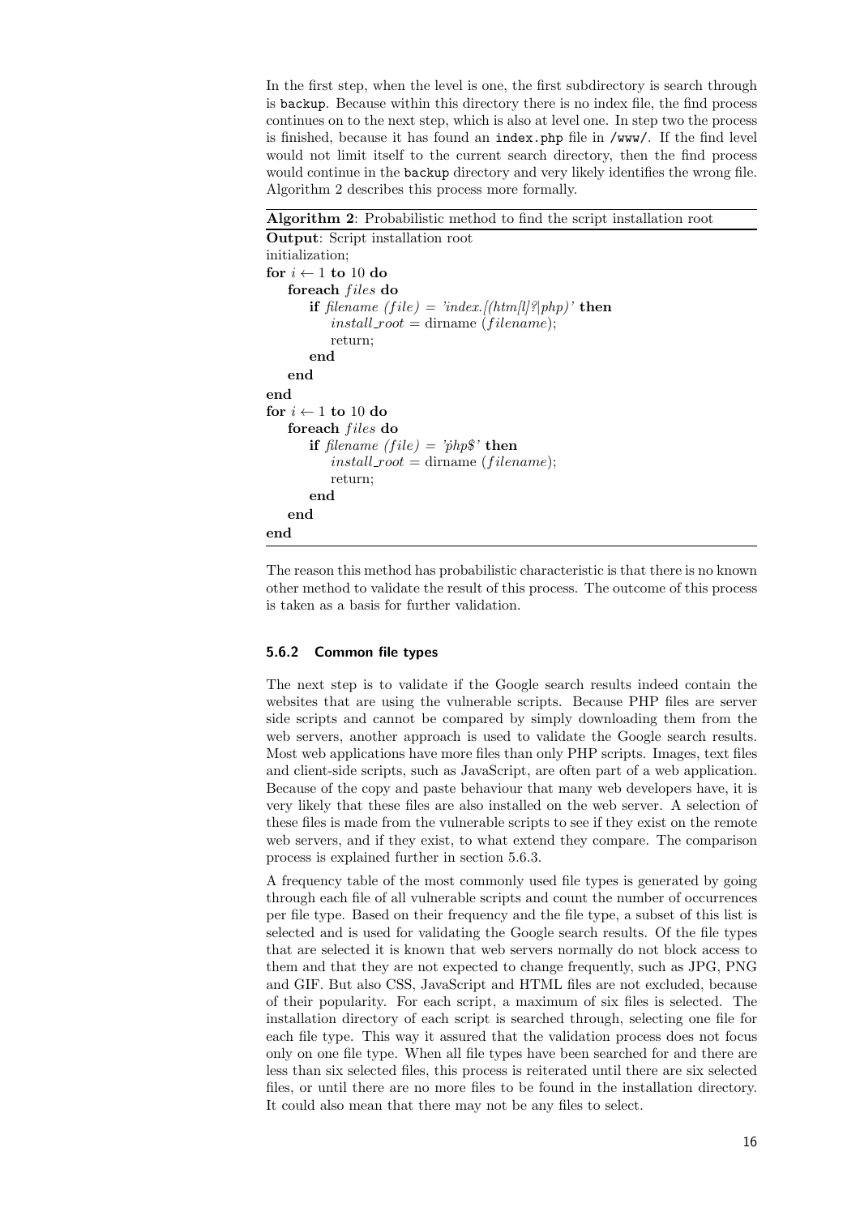In the first step, when the level is one, the first subdirectory is search through is `backup`. Because within this directory there is no index file, the find process continues on to the next step, which is also at level one. In step two the process is finished, because it has found an `index.php` file in `/www/`. If the find level would not limit itself to the current search directory, then the find process would continue in the `backup` directory and very likely identifies the wrong file. Algorithm 2 describes this process more formally.

**Algorithm 2**: Probabilistic method to find the script installation root

```
Output: Script installation root
initialization;
for i ← 1 to 10 do
    foreach files do
        if filename (file) = 'index.[(htm[l]?|php)' then
            install_root = dirname (filename);
            return;
        end
    end
end
for i ← 1 to 10 do
    foreach files do
        if filename (file) = 'php$' then
            install_root = dirname (filename);
            return;
        end
    end
end
```

The reason this method has probabilistic characteristic is that there is no known other method to validate the result of this process. The outcome of this process is taken as a basis for further validation.

### 5.6.2 Common file types

The next step is to validate if the Google search results indeed contain the websites that are using the vulnerable scripts. Because PHP files are server side scripts and cannot be compared by simply downloading them from the web servers, another approach is used to validate the Google search results. Most web applications have more files than only PHP scripts. Images, text files and client-side scripts, such as JavaScript, are often part of a web application. Because of the copy and paste behaviour that many web developers have, it is very likely that these files are also installed on the web server. A selection of these files is made from the vulnerable scripts to see if they exist on the remote web servers, and if they exist, to what extend they compare. The comparison process is explained further in section 5.6.3.

A frequency table of the most commonly used file types is generated by going through each file of all vulnerable scripts and count the number of occurrences per file type. Based on their frequency and the file type, a subset of this list is selected and is used for validating the Google search results. Of the file types that are selected it is known that web servers normally do not block access to them and that they are not expected to change frequently, such as JPG, PNG and GIF. But also CSS, JavaScript and HTML files are not excluded, because of their popularity. For each script, a maximum of six files is selected. The installation directory of each script is searched through, selecting one file for each file type. This way it assured that the validation process does not focus only on one file type. When all file types have been searched for and there are less than six selected files, this process is reiterated until there are six selected files, or until there are no more files to be found in the installation directory. It could also mean that there may not be any files to select.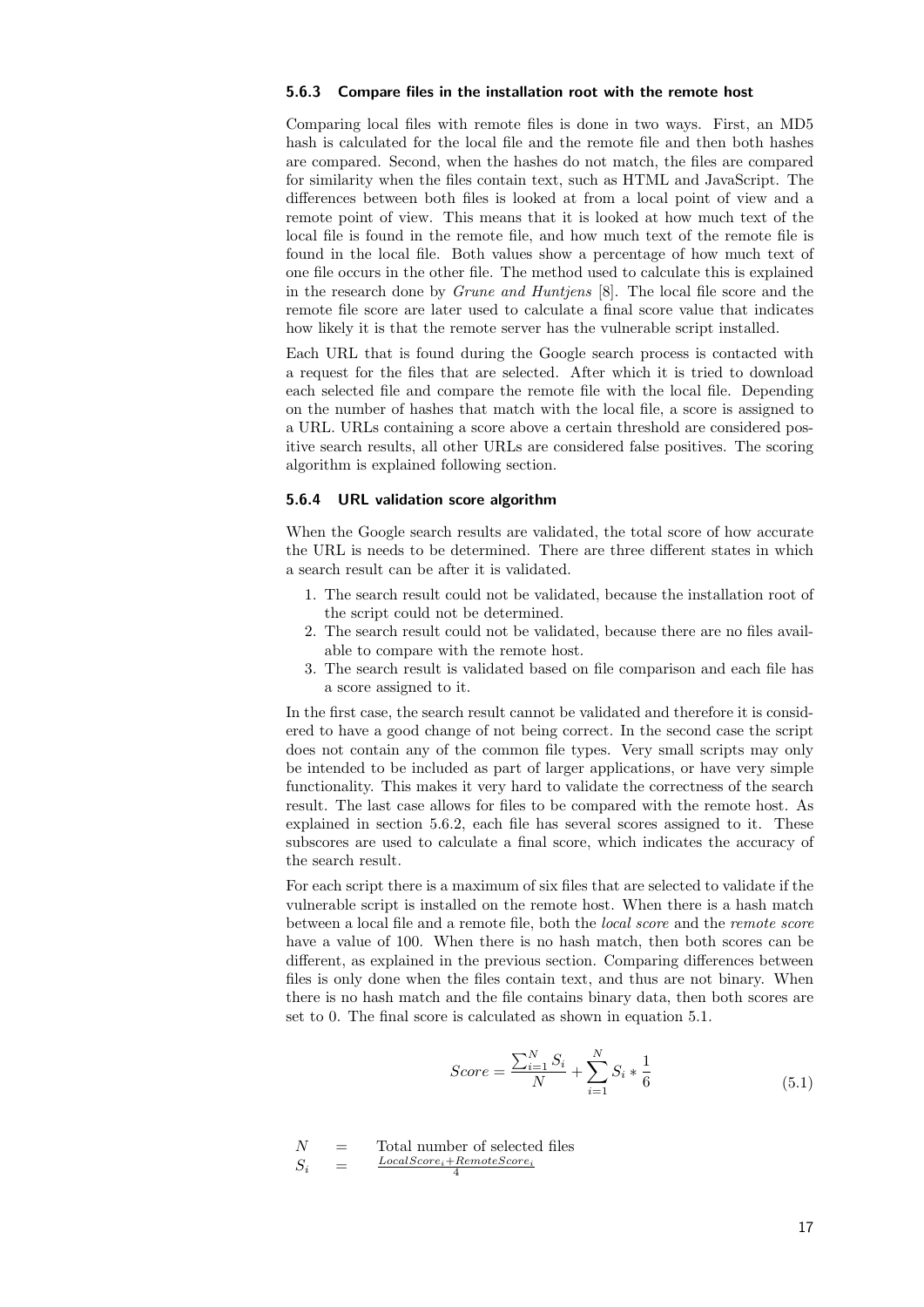### 5.6.3 Compare files in the installation root with the remote host

Comparing local files with remote files is done in two ways. First, an MD5 hash is calculated for the local file and the remote file and then both hashes are compared. Second, when the hashes do not match, the files are compared for similarity when the files contain text, such as HTML and JavaScript. The differences between both files is looked at from a local point of view and a remote point of view. This means that it is looked at how much text of the local file is found in the remote file, and how much text of the remote file is found in the local file. Both values show a percentage of how much text of one file occurs in the other file. The method used to calculate this is explained in the research done by *Grune and Huntjens* [8]. The local file score and the remote file score are later used to calculate a final score value that indicates how likely it is that the remote server has the vulnerable script installed.

Each URL that is found during the Google search process is contacted with a request for the files that are selected. After which it is tried to download each selected file and compare the remote file with the local file. Depending on the number of hashes that match with the local file, a score is assigned to a URL. URLs containing a score above a certain threshold are considered positive search results, all other URLs are considered false positives. The scoring algorithm is explained following section.

### 5.6.4 URL validation score algorithm

When the Google search results are validated, the total score of how accurate the URL is needs to be determined. There are three different states in which a search result can be after it is validated.

1. The search result could not be validated, because the installation root of the script could not be determined.
2. The search result could not be validated, because there are no files available to compare with the remote host.
3. The search result is validated based on file comparison and each file has a score assigned to it.

In the first case, the search result cannot be validated and therefore it is considered to have a good change of not being correct. In the second case the script does not contain any of the common file types. Very small scripts may only be intended to be included as part of larger applications, or have very simple functionality. This makes it very hard to validate the correctness of the search result. The last case allows for files to be compared with the remote host. As explained in section 5.6.2, each file has several scores assigned to it. These subscores are used to calculate a final score, which indicates the accuracy of the search result.

For each script there is a maximum of six files that are selected to validate if the vulnerable script is installed on the remote host. When there is a hash match between a local file and a remote file, both the *local score* and the *remote score* have a value of 100. When there is no hash match, then both scores can be different, as explained in the previous section. Comparing differences between files is only done when the files contain text, and thus are not binary. When there is no hash match and the file contains binary data, then both scores are set to 0. The final score is calculated as shown in equation 5.1.

$$Score = \frac{\sum_{i=1}^{N} S_i}{N} + \sum_{i=1}^{N} S_i * \frac{1}{6} \tag{5.1}$$

$N$ = Total number of selected files

$S_i$ = $\frac{LocalScore_i + RemoteScore_i}{4}$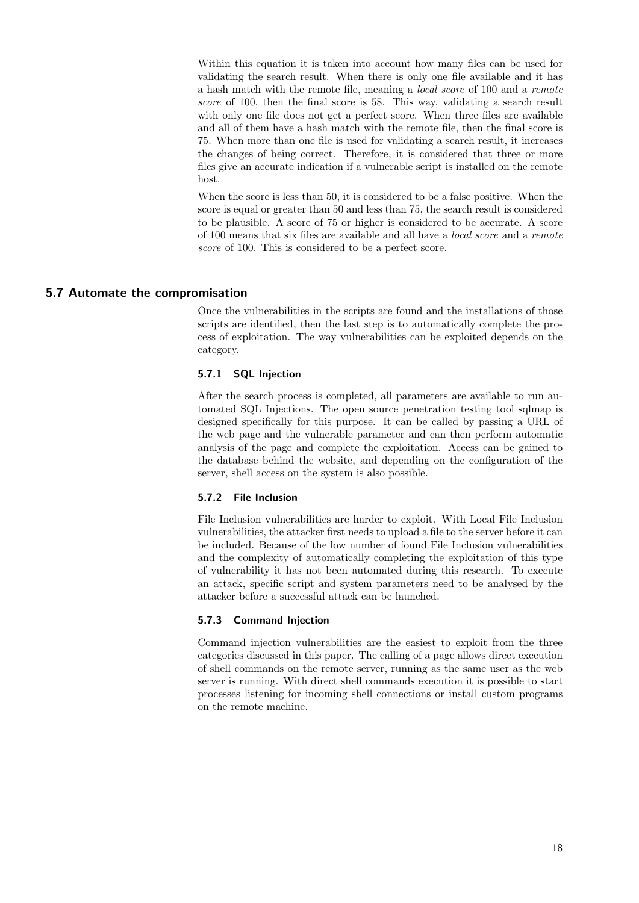Within this equation it is taken into account how many files can be used for validating the search result. When there is only one file available and it has a hash match with the remote file, meaning a *local score* of 100 and a *remote score* of 100, then the final score is 58. This way, validating a search result with only one file does not get a perfect score. When three files are available and all of them have a hash match with the remote file, then the final score is 75. When more than one file is used for validating a search result, it increases the changes of being correct. Therefore, it is considered that three or more files give an accurate indication if a vulnerable script is installed on the remote host.

When the score is less than 50, it is considered to be a false positive. When the score is equal or greater than 50 and less than 75, the search result is considered to be plausible. A score of 75 or higher is considered to be accurate. A score of 100 means that six files are available and all have a *local score* and a *remote score* of 100. This is considered to be a perfect score.

## 5.7 Automate the compromisation

Once the vulnerabilities in the scripts are found and the installations of those scripts are identified, then the last step is to automatically complete the process of exploitation. The way vulnerabilities can be exploited depends on the category.

### 5.7.1 SQL Injection

After the search process is completed, all parameters are available to run automated SQL Injections. The open source penetration testing tool sqlmap is designed specifically for this purpose. It can be called by passing a URL of the web page and the vulnerable parameter and can then perform automatic analysis of the page and complete the exploitation. Access can be gained to the database behind the website, and depending on the configuration of the server, shell access on the system is also possible.

### 5.7.2 File Inclusion

File Inclusion vulnerabilities are harder to exploit. With Local File Inclusion vulnerabilities, the attacker first needs to upload a file to the server before it can be included. Because of the low number of found File Inclusion vulnerabilities and the complexity of automatically completing the exploitation of this type of vulnerability it has not been automated during this research. To execute an attack, specific script and system parameters need to be analysed by the attacker before a successful attack can be launched.

### 5.7.3 Command Injection

Command injection vulnerabilities are the easiest to exploit from the three categories discussed in this paper. The calling of a page allows direct execution of shell commands on the remote server, running as the same user as the web server is running. With direct shell commands execution it is possible to start processes listening for incoming shell connections or install custom programs on the remote machine.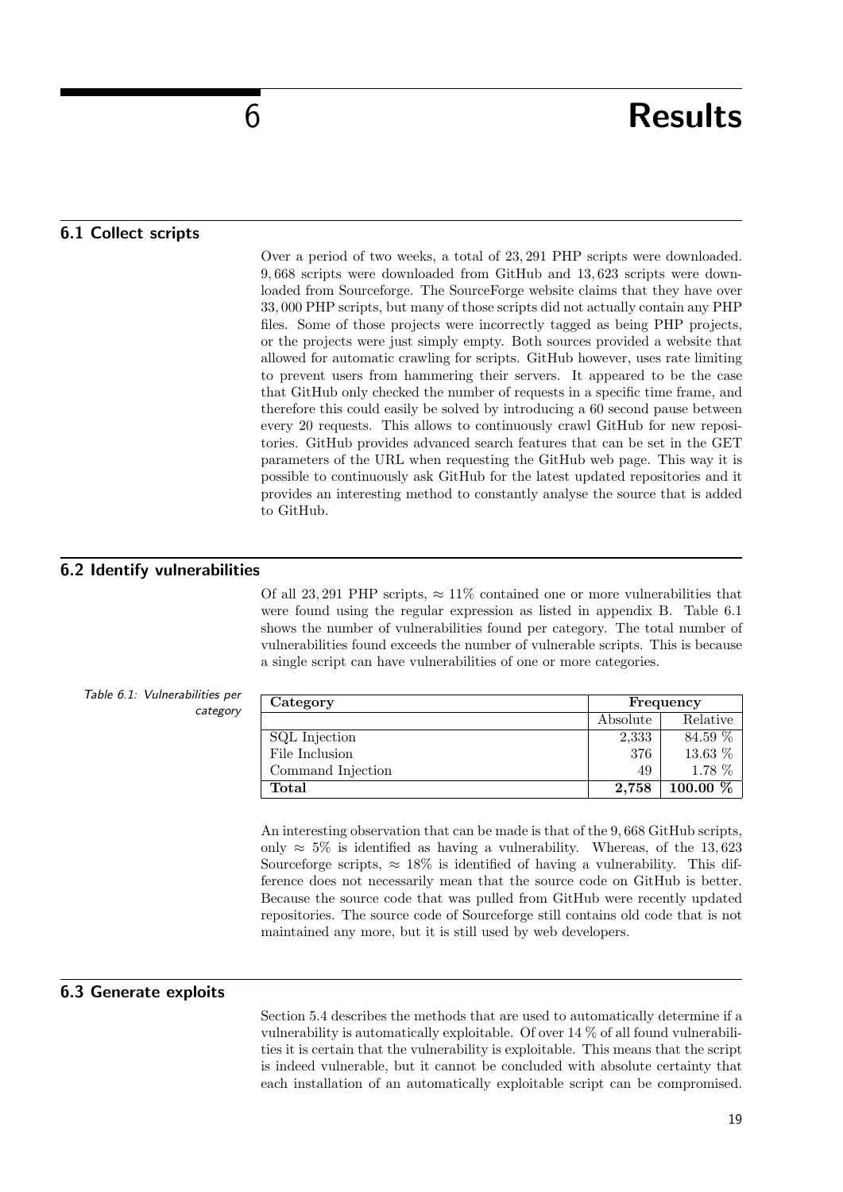# 6 Results

## 6.1 Collect scripts

Over a period of two weeks, a total of 23,291 PHP scripts were downloaded. 9,668 scripts were downloaded from GitHub and 13,623 scripts were downloaded from Sourceforge. The SourceForge website claims that they have over 33,000 PHP scripts, but many of those scripts did not actually contain any PHP files. Some of those projects were incorrectly tagged as being PHP projects, or the projects were just simply empty. Both sources provided a website that allowed for automatic crawling for scripts. GitHub however, uses rate limiting to prevent users from hammering their servers. It appeared to be the case that GitHub only checked the number of requests in a specific time frame, and therefore this could easily be solved by introducing a 60 second pause between every 20 requests. This allows to continuously crawl GitHub for new repositories. GitHub provides advanced search features that can be set in the GET parameters of the URL when requesting the GitHub web page. This way it is possible to continuously ask GitHub for the latest updated repositories and it provides an interesting method to constantly analyse the source that is added to GitHub.

## 6.2 Identify vulnerabilities

Of all 23,291 PHP scripts, $\approx 11\%$ contained one or more vulnerabilities that were found using the regular expression as listed in appendix B. Table 6.1 shows the number of vulnerabilities found per category. The total number of vulnerabilities found exceeds the number of vulnerable scripts. This is because a single script can have vulnerabilities of one or more categories.

*Table 6.1: Vulnerabilities per category*

| Category | Frequency | |
|---|---|---|
| | Absolute | Relative |
| SQL Injection | 2,333 | 84.59 % |
| File Inclusion | 376 | 13.63 % |
| Command Injection | 49 | 1.78 % |
| **Total** | **2,758** | **100.00 %** |

An interesting observation that can be made is that of the 9,668 GitHub scripts, only $\approx 5\%$ is identified as having a vulnerability. Whereas, of the 13,623 Sourceforge scripts, $\approx 18\%$ is identified of having a vulnerability. This difference does not necessarily mean that the source code on GitHub is better. Because the source code that was pulled from GitHub were recently updated repositories. The source code of Sourceforge still contains old code that is not maintained any more, but it is still used by web developers.

## 6.3 Generate exploits

Section 5.4 describes the methods that are used to automatically determine if a vulnerability is automatically exploitable. Of over 14 % of all found vulnerabilities it is certain that the vulnerability is exploitable. This means that the script is indeed vulnerable, but it cannot be concluded with absolute certainty that each installation of an automatically exploitable script can be compromised.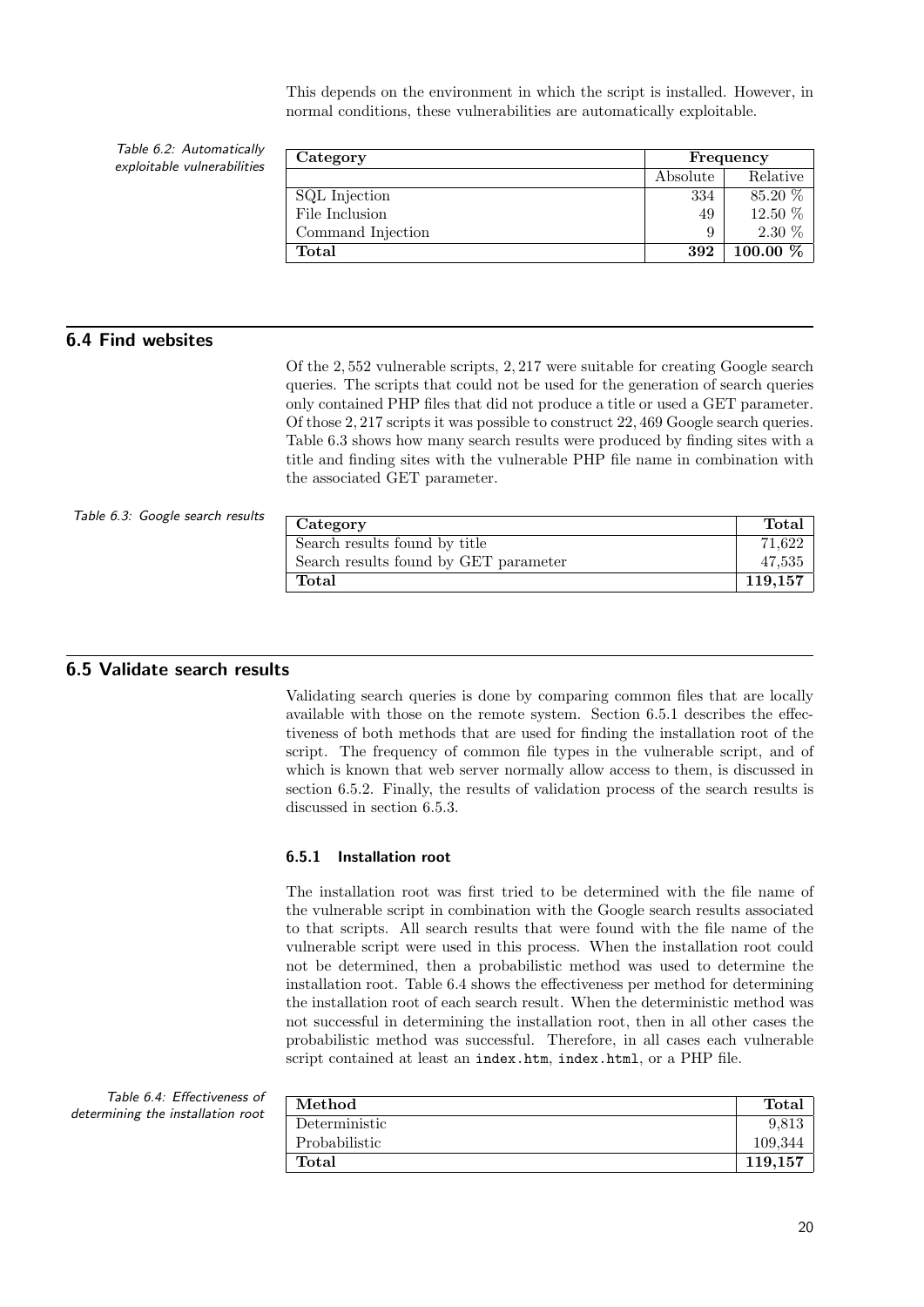This depends on the environment in which the script is installed. However, in normal conditions, these vulnerabilities are automatically exploitable.

Table 6.2: Automatically exploitable vulnerabilities

| Category | Frequency | |
|---|---|---|
| | Absolute | Relative |
| SQL Injection | 334 | 85.20 % |
| File Inclusion | 49 | 12.50 % |
| Command Injection | 9 | 2.30 % |
| **Total** | **392** | **100.00 %** |

## 6.4 Find websites

Of the 2,552 vulnerable scripts, 2,217 were suitable for creating Google search queries. The scripts that could not be used for the generation of search queries only contained PHP files that did not produce a title or used a GET parameter. Of those 2,217 scripts it was possible to construct 22,469 Google search queries. Table 6.3 shows how many search results were produced by finding sites with a title and finding sites with the vulnerable PHP file name in combination with the associated GET parameter.

Table 6.3: Google search results

| Category | Total |
|---|---|
| Search results found by title | 71,622 |
| Search results found by GET parameter | 47,535 |
| **Total** | **119,157** |

## 6.5 Validate search results

Validating search queries is done by comparing common files that are locally available with those on the remote system. Section 6.5.1 describes the effectiveness of both methods that are used for finding the installation root of the script. The frequency of common file types in the vulnerable script, and of which is known that web server normally allow access to them, is discussed in section 6.5.2. Finally, the results of validation process of the search results is discussed in section 6.5.3.

### 6.5.1 Installation root

The installation root was first tried to be determined with the file name of the vulnerable script in combination with the Google search results associated to that scripts. All search results that were found with the file name of the vulnerable script were used in this process. When the installation root could not be determined, then a probabilistic method was used to determine the installation root. Table 6.4 shows the effectiveness per method for determining the installation root of each search result. When the deterministic method was not successful in determining the installation root, then in all other cases the probabilistic method was successful. Therefore, in all cases each vulnerable script contained at least an `index.htm`, `index.html`, or a PHP file.

Table 6.4: Effectiveness of determining the installation root

| Method | Total |
|---|---|
| Deterministic | 9,813 |
| Probabilistic | 109,344 |
| **Total** | **119,157** |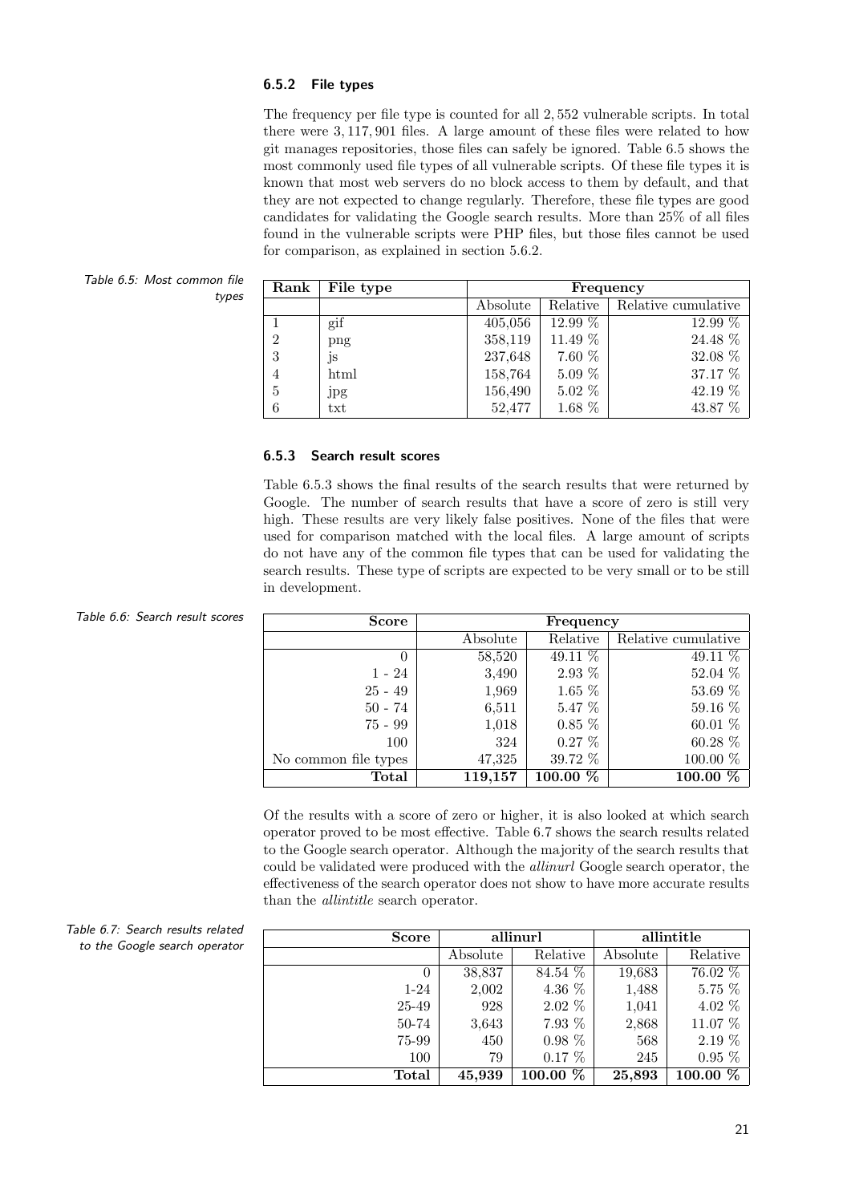### 6.5.2 File types

The frequency per file type is counted for all 2,552 vulnerable scripts. In total there were 3,117,901 files. A large amount of these files were related to how git manages repositories, those files can safely be ignored. Table 6.5 shows the most commonly used file types of all vulnerable scripts. Of these file types it is known that most web servers do no block access to them by default, and that they are not expected to change regularly. Therefore, these file types are good candidates for validating the Google search results. More than 25% of all files found in the vulnerable scripts were PHP files, but those files cannot be used for comparison, as explained in section 5.6.2.

Table 6.5: Most common file types

| Rank | File type | Frequency | | |
|---|---|---|---|---|
| | | Absolute | Relative | Relative cumulative |
| 1 | gif | 405,056 | 12.99 % | 12.99 % |
| 2 | png | 358,119 | 11.49 % | 24.48 % |
| 3 | js | 237,648 | 7.60 % | 32.08 % |
| 4 | html | 158,764 | 5.09 % | 37.17 % |
| 5 | jpg | 156,490 | 5.02 % | 42.19 % |
| 6 | txt | 52,477 | 1.68 % | 43.87 % |

### 6.5.3 Search result scores

Table 6.5.3 shows the final results of the search results that were returned by Google. The number of search results that have a score of zero is still very high. These results are very likely false positives. None of the files that were used for comparison matched with the local files. A large amount of scripts do not have any of the common file types that can be used for validating the search results. These type of scripts are expected to be very small or to be still in development.

Table 6.6: Search result scores

| Score | Frequency | | |
|---|---|---|---|
| | Absolute | Relative | Relative cumulative |
| 0 | 58,520 | 49.11 % | 49.11 % |
| 1 - 24 | 3,490 | 2.93 % | 52.04 % |
| 25 - 49 | 1,969 | 1.65 % | 53.69 % |
| 50 - 74 | 6,511 | 5.47 % | 59.16 % |
| 75 - 99 | 1,018 | 0.85 % | 60.01 % |
| 100 | 324 | 0.27 % | 60.28 % |
| No common file types | 47,325 | 39.72 % | 100.00 % |
| **Total** | **119,157** | **100.00 %** | **100.00 %** |

Of the results with a score of zero or higher, it is also looked at which search operator proved to be most effective. Table 6.7 shows the search results related to the Google search operator. Although the majority of the search results that could be validated were produced with the *allinurl* Google search operator, the effectiveness of the search operator does not show to have more accurate results than the *allintitle* search operator.

Table 6.7: Search results related to the Google search operator

| Score | allinurl | | allintitle | |
|---|---|---|---|---|
| | Absolute | Relative | Absolute | Relative |
| 0 | 38,837 | 84.54 % | 19,683 | 76.02 % |
| 1-24 | 2,002 | 4.36 % | 1,488 | 5.75 % |
| 25-49 | 928 | 2.02 % | 1,041 | 4.02 % |
| 50-74 | 3,643 | 7.93 % | 2,868 | 11.07 % |
| 75-99 | 450 | 0.98 % | 568 | 2.19 % |
| 100 | 79 | 0.17 % | 245 | 0.95 % |
| **Total** | **45,939** | **100.00 %** | **25,893** | **100.00 %** |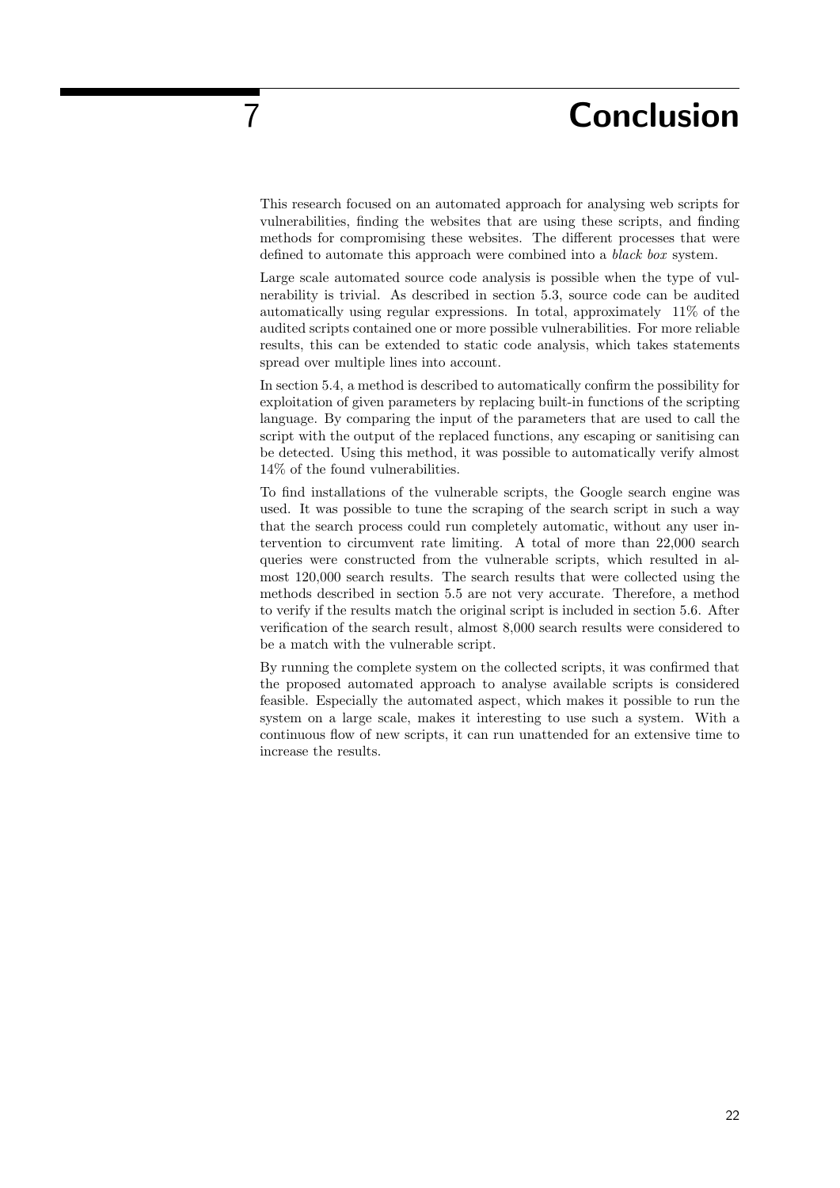# 7 Conclusion

This research focused on an automated approach for analysing web scripts for vulnerabilities, finding the websites that are using these scripts, and finding methods for compromising these websites. The different processes that were defined to automate this approach were combined into a *black box* system.

Large scale automated source code analysis is possible when the type of vulnerability is trivial. As described in section 5.3, source code can be audited automatically using regular expressions. In total, approximately 11% of the audited scripts contained one or more possible vulnerabilities. For more reliable results, this can be extended to static code analysis, which takes statements spread over multiple lines into account.

In section 5.4, a method is described to automatically confirm the possibility for exploitation of given parameters by replacing built-in functions of the scripting language. By comparing the input of the parameters that are used to call the script with the output of the replaced functions, any escaping or sanitising can be detected. Using this method, it was possible to automatically verify almost 14% of the found vulnerabilities.

To find installations of the vulnerable scripts, the Google search engine was used. It was possible to tune the scraping of the search script in such a way that the search process could run completely automatic, without any user intervention to circumvent rate limiting. A total of more than 22,000 search queries were constructed from the vulnerable scripts, which resulted in almost 120,000 search results. The search results that were collected using the methods described in section 5.5 are not very accurate. Therefore, a method to verify if the results match the original script is included in section 5.6. After verification of the search result, almost 8,000 search results were considered to be a match with the vulnerable script.

By running the complete system on the collected scripts, it was confirmed that the proposed automated approach to analyse available scripts is considered feasible. Especially the automated aspect, which makes it possible to run the system on a large scale, makes it interesting to use such a system. With a continuous flow of new scripts, it can run unattended for an extensive time to increase the results.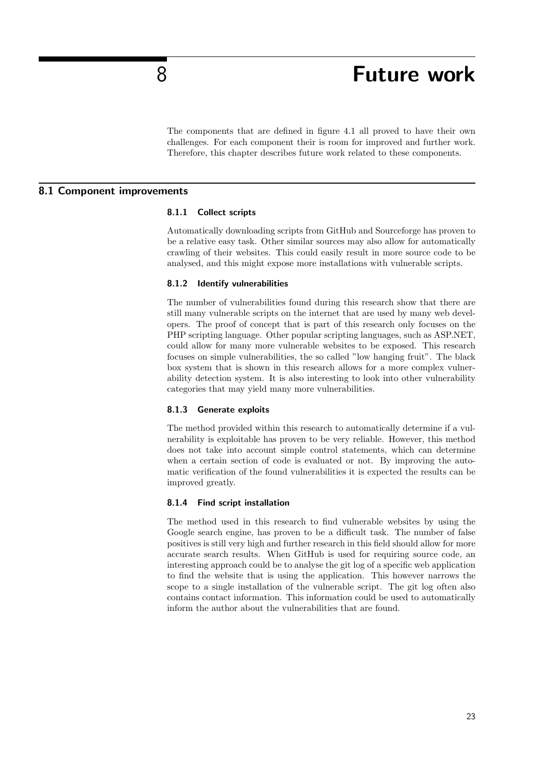# 8 Future work

The components that are defined in figure 4.1 all proved to have their own challenges. For each component their is room for improved and further work. Therefore, this chapter describes future work related to these components.

## 8.1 Component improvements

### 8.1.1 Collect scripts

Automatically downloading scripts from GitHub and Sourceforge has proven to be a relative easy task. Other similar sources may also allow for automatically crawling of their websites. This could easily result in more source code to be analysed, and this might expose more installations with vulnerable scripts.

### 8.1.2 Identify vulnerabilities

The number of vulnerabilities found during this research show that there are still many vulnerable scripts on the internet that are used by many web developers. The proof of concept that is part of this research only focuses on the PHP scripting language. Other popular scripting languages, such as ASP.NET, could allow for many more vulnerable websites to be exposed. This research focuses on simple vulnerabilities, the so called "low hanging fruit". The black box system that is shown in this research allows for a more complex vulnerability detection system. It is also interesting to look into other vulnerability categories that may yield many more vulnerabilities.

### 8.1.3 Generate exploits

The method provided within this research to automatically determine if a vulnerability is exploitable has proven to be very reliable. However, this method does not take into account simple control statements, which can determine when a certain section of code is evaluated or not. By improving the automatic verification of the found vulnerabilities it is expected the results can be improved greatly.

### 8.1.4 Find script installation

The method used in this research to find vulnerable websites by using the Google search engine, has proven to be a difficult task. The number of false positives is still very high and further research in this field should allow for more accurate search results. When GitHub is used for requiring source code, an interesting approach could be to analyse the git log of a specific web application to find the website that is using the application. This however narrows the scope to a single installation of the vulnerable script. The git log often also contains contact information. This information could be used to automatically inform the author about the vulnerabilities that are found.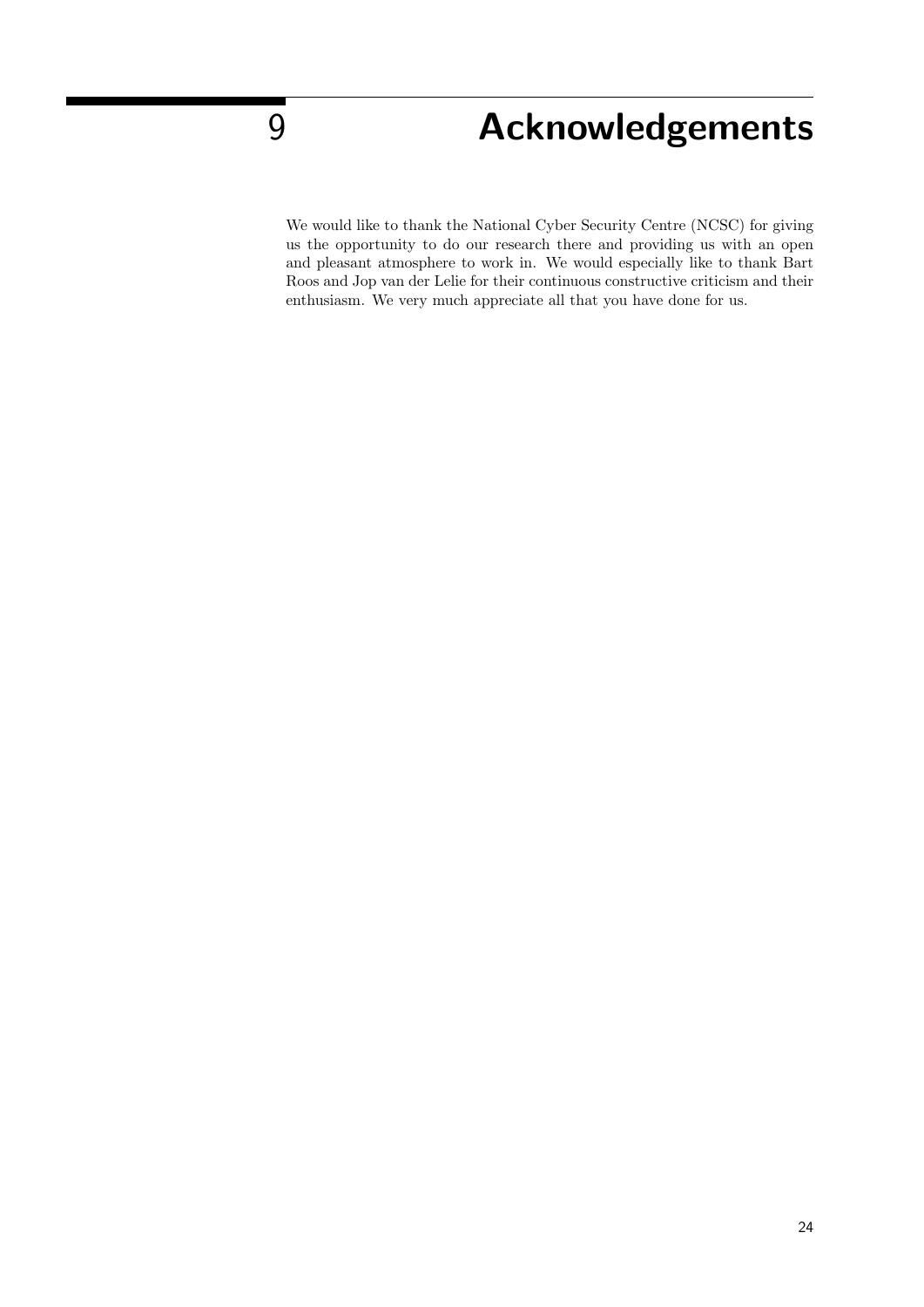# 9 Acknowledgements

We would like to thank the National Cyber Security Centre (NCSC) for giving us the opportunity to do our research there and providing us with an open and pleasant atmosphere to work in. We would especially like to thank Bart Roos and Jop van der Lelie for their continuous constructive criticism and their enthusiasm. We very much appreciate all that you have done for us.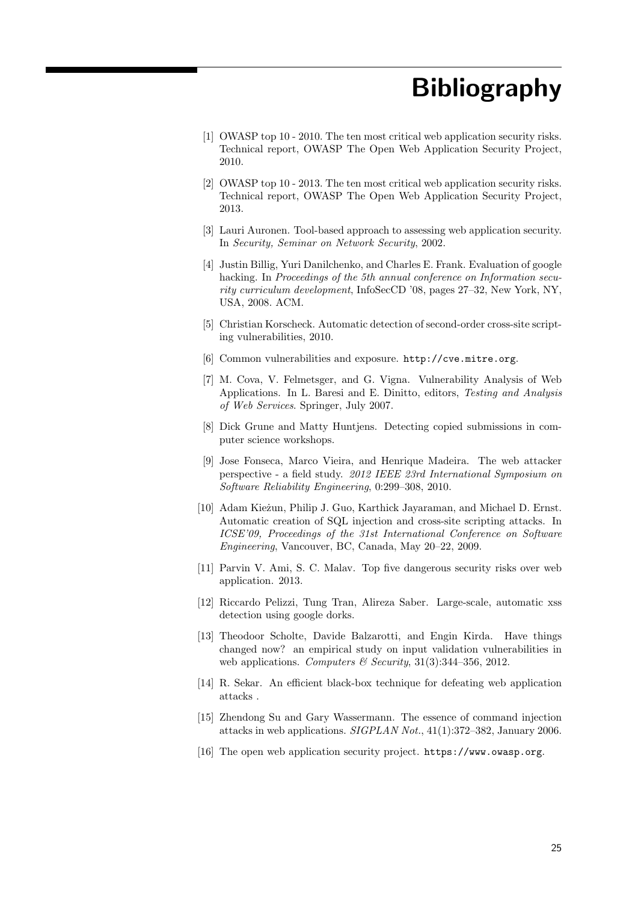# Bibliography

[1] OWASP top 10 - 2010. The ten most critical web application security risks. Technical report, OWASP The Open Web Application Security Project, 2010.

[2] OWASP top 10 - 2013. The ten most critical web application security risks. Technical report, OWASP The Open Web Application Security Project, 2013.

[3] Lauri Auronen. Tool-based approach to assessing web application security. In *Security, Seminar on Network Security*, 2002.

[4] Justin Billig, Yuri Danilchenko, and Charles E. Frank. Evaluation of google hacking. In *Proceedings of the 5th annual conference on Information security curriculum development*, InfoSecCD '08, pages 27–32, New York, NY, USA, 2008. ACM.

[5] Christian Korscheck. Automatic detection of second-order cross-site scripting vulnerabilities, 2010.

[6] Common vulnerabilities and exposure. `http://cve.mitre.org`.

[7] M. Cova, V. Felmetsger, and G. Vigna. Vulnerability Analysis of Web Applications. In L. Baresi and E. Dinitto, editors, *Testing and Analysis of Web Services*. Springer, July 2007.

[8] Dick Grune and Matty Huntjens. Detecting copied submissions in computer science workshops.

[9] Jose Fonseca, Marco Vieira, and Henrique Madeira. The web attacker perspective - a field study. *2012 IEEE 23rd International Symposium on Software Reliability Engineering*, 0:299–308, 2010.

[10] Adam Kieżun, Philip J. Guo, Karthick Jayaraman, and Michael D. Ernst. Automatic creation of SQL injection and cross-site scripting attacks. In *ICSE'09, Proceedings of the 31st International Conference on Software Engineering*, Vancouver, BC, Canada, May 20–22, 2009.

[11] Parvin V. Ami, S. C. Malav. Top five dangerous security risks over web application. 2013.

[12] Riccardo Pelizzi, Tung Tran, Alireza Saber. Large-scale, automatic xss detection using google dorks.

[13] Theodoor Scholte, Davide Balzarotti, and Engin Kirda. Have things changed now? an empirical study on input validation vulnerabilities in web applications. *Computers & Security*, 31(3):344–356, 2012.

[14] R. Sekar. An efficient black-box technique for defeating web application attacks .

[15] Zhendong Su and Gary Wassermann. The essence of command injection attacks in web applications. *SIGPLAN Not.*, 41(1):372–382, January 2006.

[16] The open web application security project. `https://www.owasp.org`.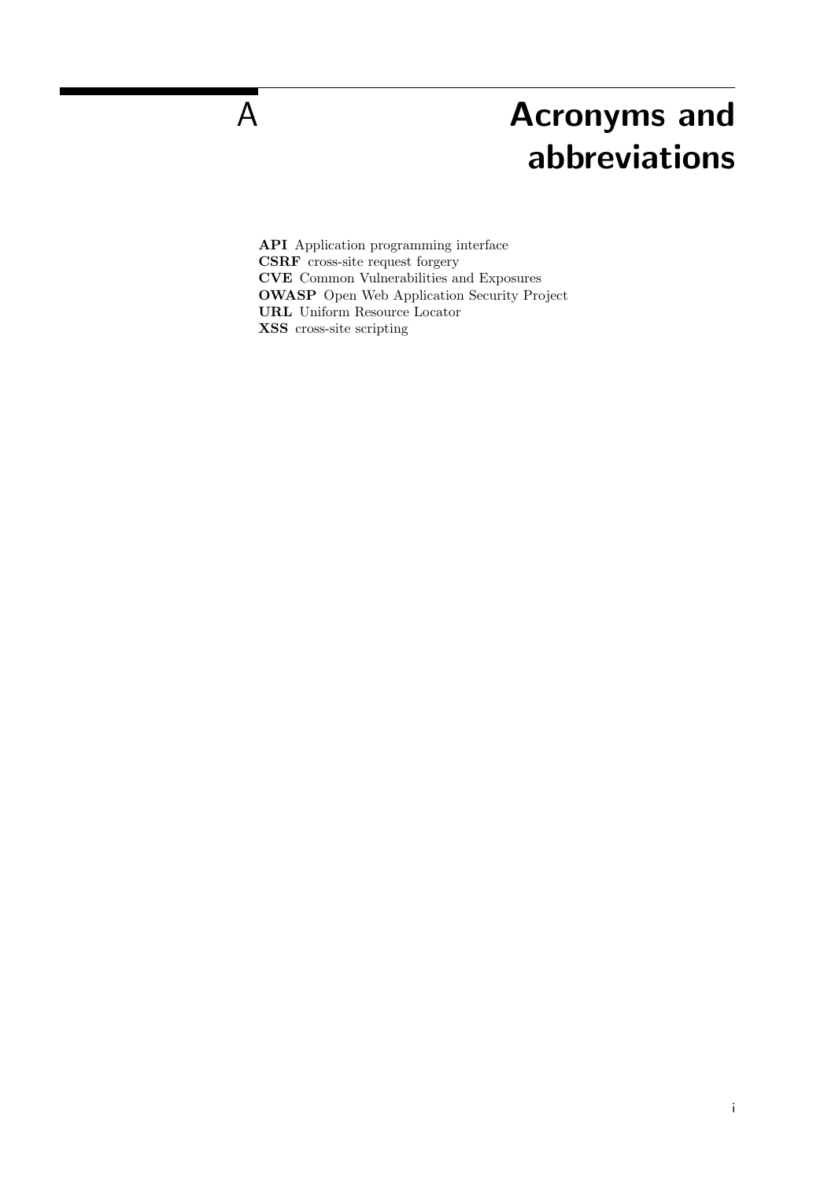# A Acronyms and abbreviations

**API** Application programming interface
**CSRF** cross-site request forgery
**CVE** Common Vulnerabilities and Exposures
**OWASP** Open Web Application Security Project
**URL** Uniform Resource Locator
**XSS** cross-site scripting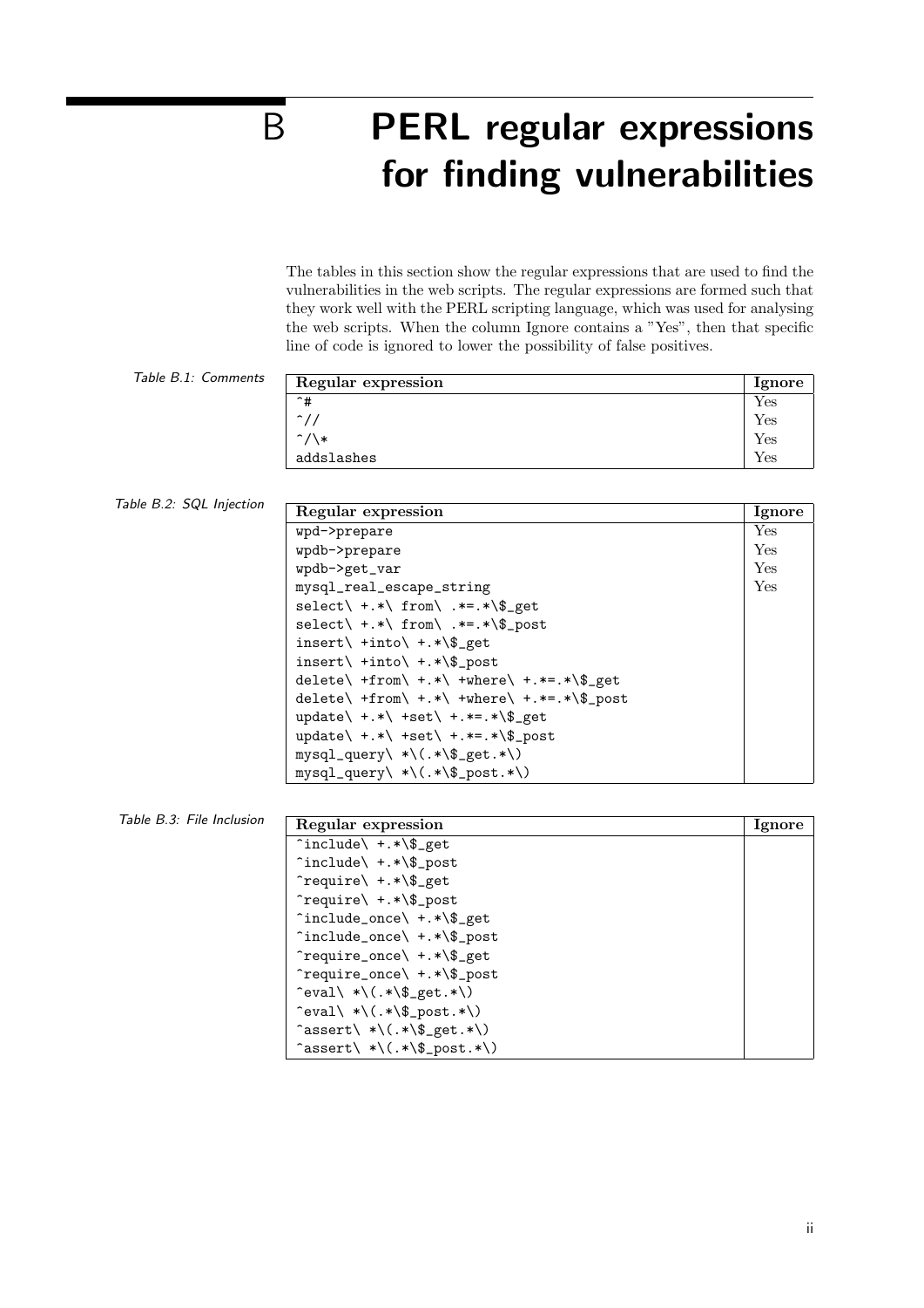# B PERL regular expressions for finding vulnerabilities

The tables in this section show the regular expressions that are used to find the vulnerabilities in the web scripts. The regular expressions are formed such that they work well with the PERL scripting language, which was used for analysing the web scripts. When the column Ignore contains a "Yes", then that specific line of code is ignored to lower the possibility of false positives.

*Table B.1: Comments*

| Regular expression | Ignore |
|---|---|
| `^#` | Yes |
| `^//` | Yes |
| `^/\*` | Yes |
| `addslashes` | Yes |

*Table B.2: SQL Injection*

| Regular expression | Ignore |
|---|---|
| `wpd->prepare` | Yes |
| `wpdb->prepare` | Yes |
| `wpdb->get_var` | Yes |
| `mysql_real_escape_string` | Yes |
| `select\ +.*\ from\ .*=.*\$_get` | |
| `select\ +.*\ from\ .*=.*\$_post` | |
| `insert\ +into\ +.*\$_get` | |
| `insert\ +into\ +.*\$_post` | |
| `delete\ +from\ +.*\ +where\ +.*=.*\$_get` | |
| `delete\ +from\ +.*\ +where\ +.*=.*\$_post` | |
| `update\ +.*\ +set\ +.*=.*\$_get` | |
| `update\ +.*\ +set\ +.*=.*\$_post` | |
| `mysql_query\ *\(.*\$_get.*\)` | |
| `mysql_query\ *\(.*\$_post.*\)` | |

*Table B.3: File Inclusion*

| Regular expression | Ignore |
|---|---|
| `^include\ +.*\$_get` | |
| `^include\ +.*\$_post` | |
| `^require\ +.*\$_get` | |
| `^require\ +.*\$_post` | |
| `^include_once\ +.*\$_get` | |
| `^include_once\ +.*\$_post` | |
| `^require_once\ +.*\$_get` | |
| `^require_once\ +.*\$_post` | |
| `^eval\ *\(.*\$_get.*\)` | |
| `^eval\ *\(.*\$_post.*\)` | |
| `^assert\ *\(.*\$_get.*\)` | |
| `^assert\ *\(.*\$_post.*\)` | |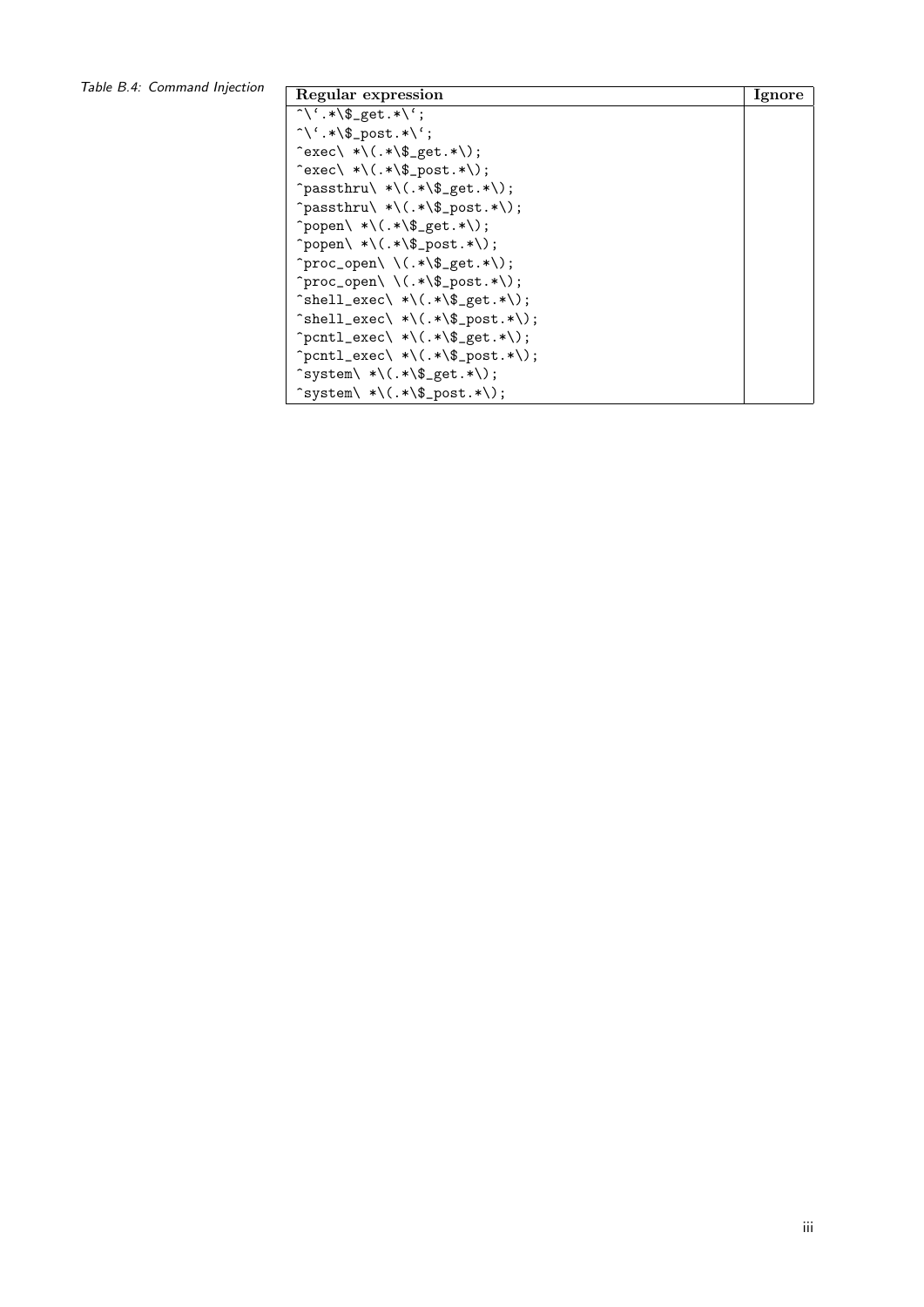Table B.4: Command Injection

| Regular expression | Ignore |
|---|---|
| ^\`.*\$_get.*\`; | |
| ^\`.*\$_post.*\`; | |
| ^exec\ *\(.*\$_get.*\); | |
| ^exec\ *\(.*\$_post.*\); | |
| ^passthru\ *\(.*\$_get.*\); | |
| ^passthru\ *\(.*\$_post.*\); | |
| ^popen\ *\(.*\$_get.*\); | |
| ^popen\ *\(.*\$_post.*\); | |
| ^proc_open\ \(.*\$_get.*\); | |
| ^proc_open\ \(.*\$_post.*\); | |
| ^shell_exec\ *\(.*\$_get.*\); | |
| ^shell_exec\ *\(.*\$_post.*\); | |
| ^pcntl_exec\ *\(.*\$_get.*\); | |
| ^pcntl_exec\ *\(.*\$_post.*\); | |
| ^system\ *\(.*\$_get.*\); | |
| ^system\ *\(.*\$_post.*\); | |